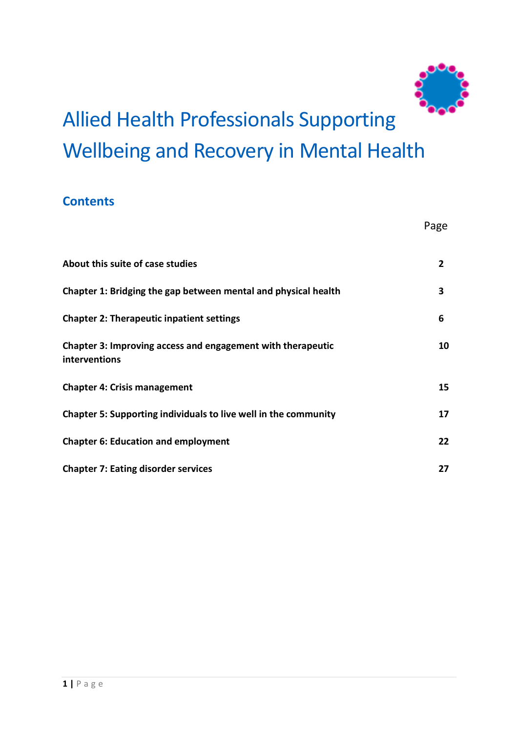# Allied Health Professionals Supporting Wellbeing and Recovery in Mental Health

## Contents

| | Page |
|---|---|
| **About this suite of case studies** | **2** |
| **Chapter 1: Bridging the gap between mental and physical health** | **3** |
| **Chapter 2: Therapeutic inpatient settings** | **6** |
| **Chapter 3: Improving access and engagement with therapeutic interventions** | **10** |
| **Chapter 4: Crisis management** | **15** |
| **Chapter 5: Supporting individuals to live well in the community** | **17** |
| **Chapter 6: Education and employment** | **22** |
| **Chapter 7: Eating disorder services** | **27** |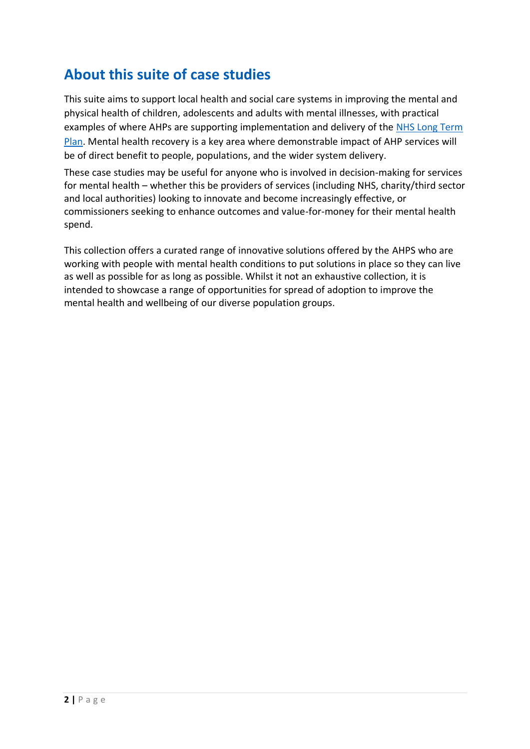## About this suite of case studies

This suite aims to support local health and social care systems in improving the mental and physical health of children, adolescents and adults with mental illnesses, with practical examples of where AHPs are supporting implementation and delivery of the [NHS Long Term Plan](). Mental health recovery is a key area where demonstrable impact of AHP services will be of direct benefit to people, populations, and the wider system delivery.

These case studies may be useful for anyone who is involved in decision-making for services for mental health – whether this be providers of services (including NHS, charity/third sector and local authorities) looking to innovate and become increasingly effective, or commissioners seeking to enhance outcomes and value-for-money for their mental health spend.

This collection offers a curated range of innovative solutions offered by the AHPS who are working with people with mental health conditions to put solutions in place so they can live as well as possible for as long as possible. Whilst it not an exhaustive collection, it is intended to showcase a range of opportunities for spread of adoption to improve the mental health and wellbeing of our diverse population groups.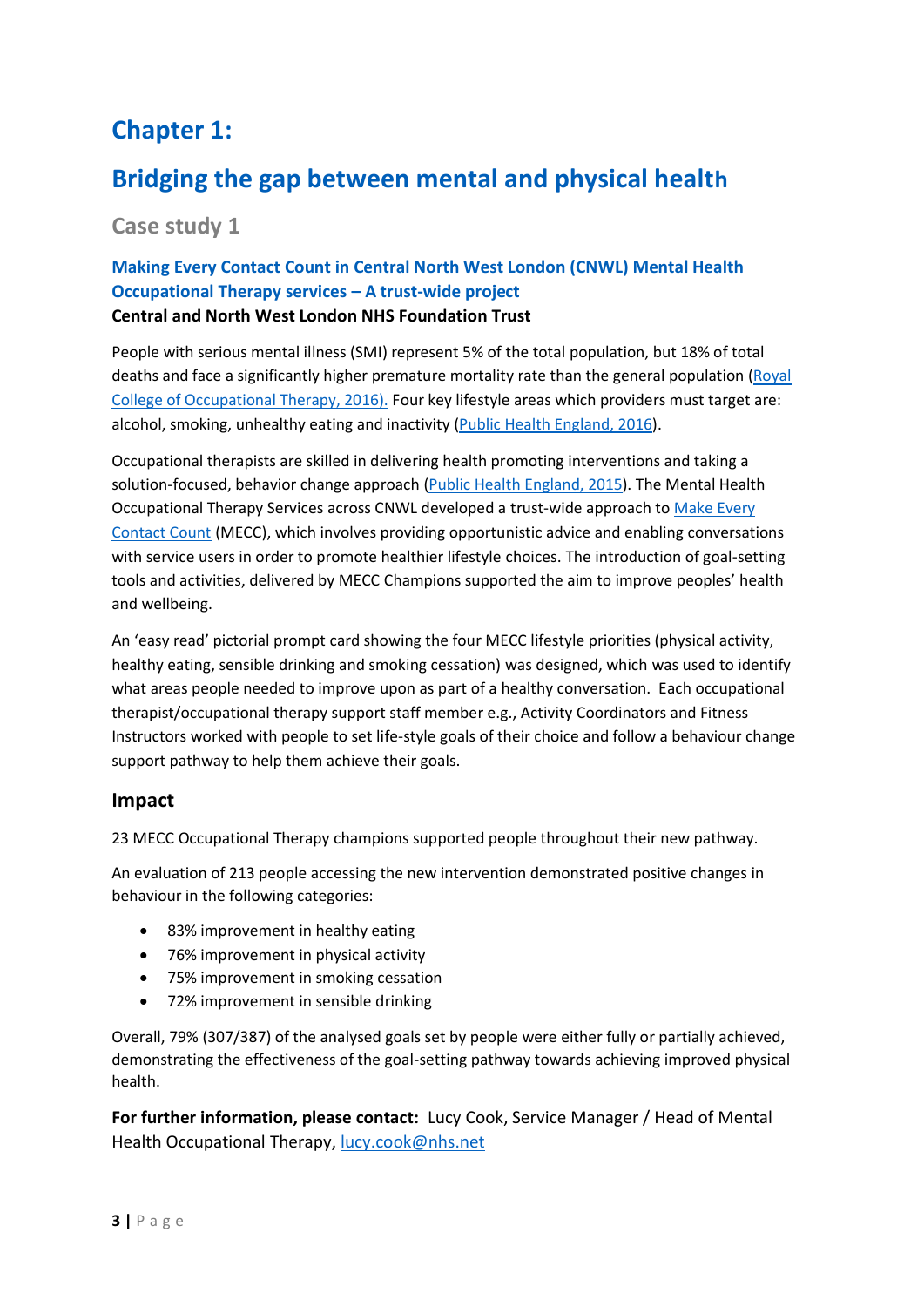# Chapter 1:

# Bridging the gap between mental and physical health

## Case study 1

### Making Every Contact Count in Central North West London (CNWL) Mental Health Occupational Therapy services – A trust-wide project

**Central and North West London NHS Foundation Trust**

People with serious mental illness (SMI) represent 5% of the total population, but 18% of total deaths and face a significantly higher premature mortality rate than the general population (Royal College of Occupational Therapy, 2016). Four key lifestyle areas which providers must target are: alcohol, smoking, unhealthy eating and inactivity (Public Health England, 2016).

Occupational therapists are skilled in delivering health promoting interventions and taking a solution-focused, behavior change approach (Public Health England, 2015). The Mental Health Occupational Therapy Services across CNWL developed a trust-wide approach to Make Every Contact Count (MECC), which involves providing opportunistic advice and enabling conversations with service users in order to promote healthier lifestyle choices. The introduction of goal-setting tools and activities, delivered by MECC Champions supported the aim to improve peoples' health and wellbeing.

An 'easy read' pictorial prompt card showing the four MECC lifestyle priorities (physical activity, healthy eating, sensible drinking and smoking cessation) was designed, which was used to identify what areas people needed to improve upon as part of a healthy conversation. Each occupational therapist/occupational therapy support staff member e.g., Activity Coordinators and Fitness Instructors worked with people to set life-style goals of their choice and follow a behaviour change support pathway to help them achieve their goals.

### Impact

23 MECC Occupational Therapy champions supported people throughout their new pathway.

An evaluation of 213 people accessing the new intervention demonstrated positive changes in behaviour in the following categories:

- 83% improvement in healthy eating
- 76% improvement in physical activity
- 75% improvement in smoking cessation
- 72% improvement in sensible drinking

Overall, 79% (307/387) of the analysed goals set by people were either fully or partially achieved, demonstrating the effectiveness of the goal-setting pathway towards achieving improved physical health.

**For further information, please contact:** Lucy Cook, Service Manager / Head of Mental Health Occupational Therapy, lucy.cook@nhs.net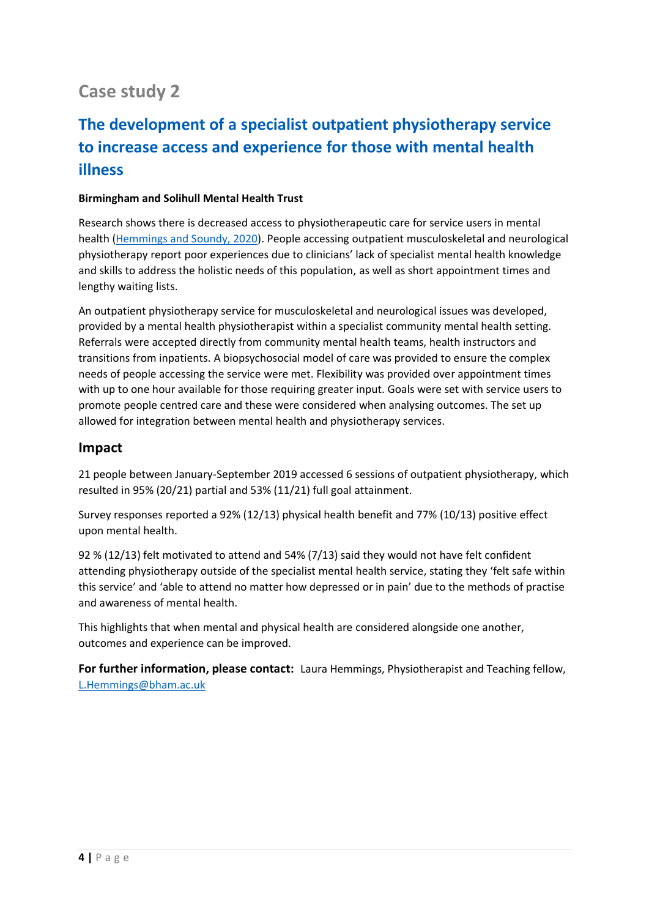## Case study 2

# The development of a specialist outpatient physiotherapy service to increase access and experience for those with mental health illness

**Birmingham and Solihull Mental Health Trust**

Research shows there is decreased access to physiotherapeutic care for service users in mental health (Hemmings and Soundy, 2020). People accessing outpatient musculoskeletal and neurological physiotherapy report poor experiences due to clinicians' lack of specialist mental health knowledge and skills to address the holistic needs of this population, as well as short appointment times and lengthy waiting lists.

An outpatient physiotherapy service for musculoskeletal and neurological issues was developed, provided by a mental health physiotherapist within a specialist community mental health setting. Referrals were accepted directly from community mental health teams, health instructors and transitions from inpatients. A biopsychosocial model of care was provided to ensure the complex needs of people accessing the service were met. Flexibility was provided over appointment times with up to one hour available for those requiring greater input. Goals were set with service users to promote people centred care and these were considered when analysing outcomes. The set up allowed for integration between mental health and physiotherapy services.

## Impact

21 people between January-September 2019 accessed 6 sessions of outpatient physiotherapy, which resulted in 95% (20/21) partial and 53% (11/21) full goal attainment.

Survey responses reported a 92% (12/13) physical health benefit and 77% (10/13) positive effect upon mental health.

92 % (12/13) felt motivated to attend and 54% (7/13) said they would not have felt confident attending physiotherapy outside of the specialist mental health service, stating they 'felt safe within this service' and 'able to attend no matter how depressed or in pain' due to the methods of practise and awareness of mental health.

This highlights that when mental and physical health are considered alongside one another, outcomes and experience can be improved.

**For further information, please contact:** Laura Hemmings, Physiotherapist and Teaching fellow, L.Hemmings@bham.ac.uk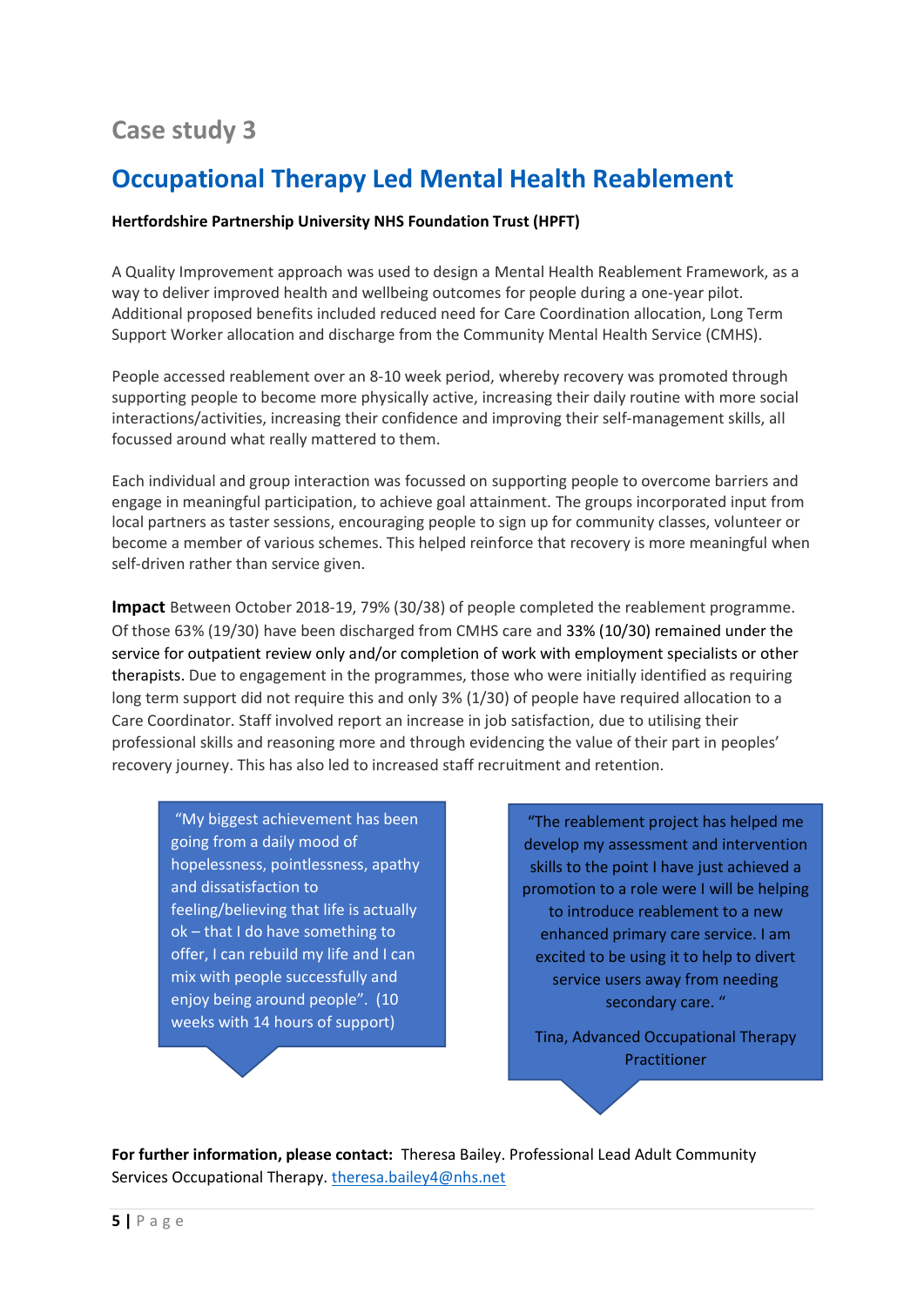## Case study 3

# Occupational Therapy Led Mental Health Reablement

**Hertfordshire Partnership University NHS Foundation Trust (HPFT)**

A Quality Improvement approach was used to design a Mental Health Reablement Framework, as a way to deliver improved health and wellbeing outcomes for people during a one-year pilot. Additional proposed benefits included reduced need for Care Coordination allocation, Long Term Support Worker allocation and discharge from the Community Mental Health Service (CMHS).

People accessed reablement over an 8-10 week period, whereby recovery was promoted through supporting people to become more physically active, increasing their daily routine with more social interactions/activities, increasing their confidence and improving their self-management skills, all focussed around what really mattered to them.

Each individual and group interaction was focussed on supporting people to overcome barriers and engage in meaningful participation, to achieve goal attainment. The groups incorporated input from local partners as taster sessions, encouraging people to sign up for community classes, volunteer or become a member of various schemes. This helped reinforce that recovery is more meaningful when self-driven rather than service given.

**Impact** Between October 2018-19, 79% (30/38) of people completed the reablement programme. Of those 63% (19/30) have been discharged from CMHS care and 33% (10/30) remained under the service for outpatient review only and/or completion of work with employment specialists or other therapists. Due to engagement in the programmes, those who were initially identified as requiring long term support did not require this and only 3% (1/30) of people have required allocation to a Care Coordinator. Staff involved report an increase in job satisfaction, due to utilising their professional skills and reasoning more and through evidencing the value of their part in peoples' recovery journey. This has also led to increased staff recruitment and retention.

"My biggest achievement has been going from a daily mood of hopelessness, pointlessness, apathy and dissatisfaction to feeling/believing that life is actually ok – that I do have something to offer, I can rebuild my life and I can mix with people successfully and enjoy being around people". (10 weeks with 14 hours of support)

"The reablement project has helped me develop my assessment and intervention skills to the point I have just achieved a promotion to a role were I will be helping to introduce reablement to a new enhanced primary care service. I am excited to be using it to help to divert service users away from needing secondary care. "

Tina, Advanced Occupational Therapy Practitioner

**For further information, please contact:** Theresa Bailey. Professional Lead Adult Community Services Occupational Therapy. theresa.bailey4@nhs.net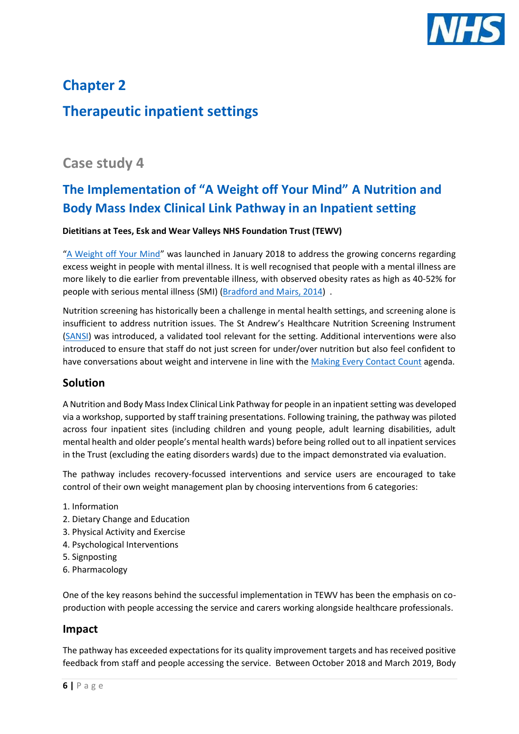# Chapter 2

# Therapeutic inpatient settings

## Case study 4

## The Implementation of "A Weight off Your Mind" A Nutrition and Body Mass Index Clinical Link Pathway in an Inpatient setting

**Dietitians at Tees, Esk and Wear Valleys NHS Foundation Trust (TEWV)**

"A Weight off Your Mind" was launched in January 2018 to address the growing concerns regarding excess weight in people with mental illness. It is well recognised that people with a mental illness are more likely to die earlier from preventable illness, with observed obesity rates as high as 40-52% for people with serious mental illness (SMI) (Bradford and Mairs, 2014) .

Nutrition screening has historically been a challenge in mental health settings, and screening alone is insufficient to address nutrition issues. The St Andrew's Healthcare Nutrition Screening Instrument (SANSI) was introduced, a validated tool relevant for the setting. Additional interventions were also introduced to ensure that staff do not just screen for under/over nutrition but also feel confident to have conversations about weight and intervene in line with the Making Every Contact Count agenda.

### Solution

A Nutrition and Body Mass Index Clinical Link Pathway for people in an inpatient setting was developed via a workshop, supported by staff training presentations. Following training, the pathway was piloted across four inpatient sites (including children and young people, adult learning disabilities, adult mental health and older people's mental health wards) before being rolled out to all inpatient services in the Trust (excluding the eating disorders wards) due to the impact demonstrated via evaluation.

The pathway includes recovery-focussed interventions and service users are encouraged to take control of their own weight management plan by choosing interventions from 6 categories:

1. Information
2. Dietary Change and Education
3. Physical Activity and Exercise
4. Psychological Interventions
5. Signposting
6. Pharmacology

One of the key reasons behind the successful implementation in TEWV has been the emphasis on co-production with people accessing the service and carers working alongside healthcare professionals.

### Impact

The pathway has exceeded expectations for its quality improvement targets and has received positive feedback from staff and people accessing the service. Between October 2018 and March 2019, Body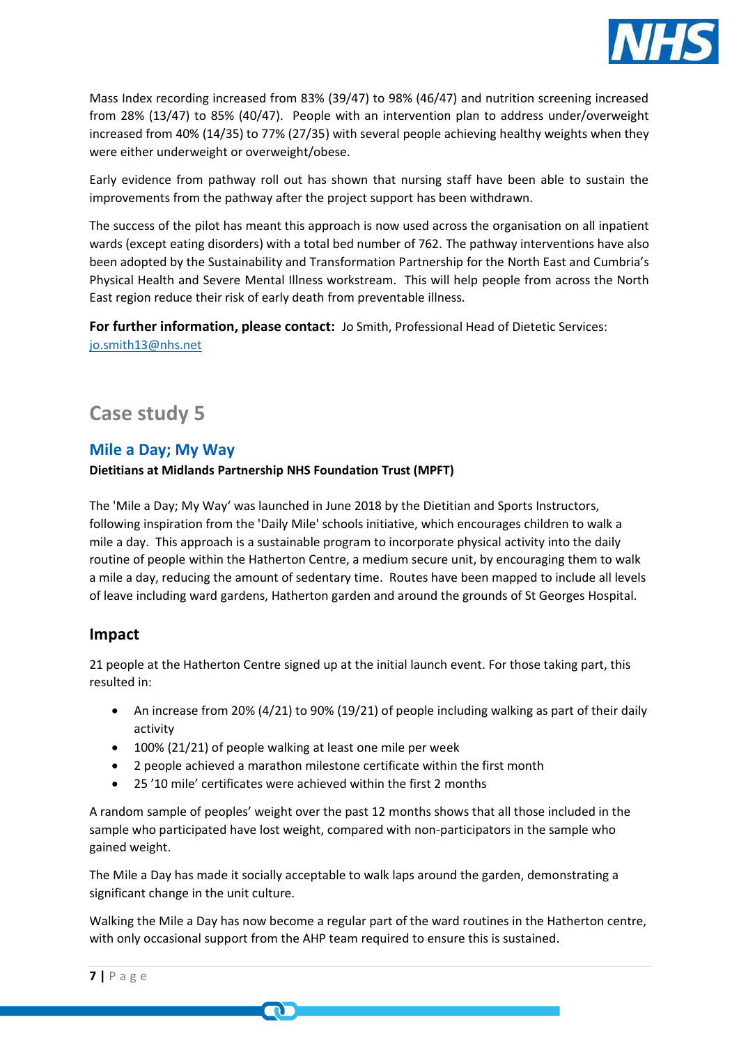Mass Index recording increased from 83% (39/47) to 98% (46/47) and nutrition screening increased from 28% (13/47) to 85% (40/47). People with an intervention plan to address under/overweight increased from 40% (14/35) to 77% (27/35) with several people achieving healthy weights when they were either underweight or overweight/obese.

Early evidence from pathway roll out has shown that nursing staff have been able to sustain the improvements from the pathway after the project support has been withdrawn.

The success of the pilot has meant this approach is now used across the organisation on all inpatient wards (except eating disorders) with a total bed number of 762. The pathway interventions have also been adopted by the Sustainability and Transformation Partnership for the North East and Cumbria's Physical Health and Severe Mental Illness workstream. This will help people from across the North East region reduce their risk of early death from preventable illness.

**For further information, please contact:** Jo Smith, Professional Head of Dietetic Services: jo.smith13@nhs.net

## Case study 5

### Mile a Day; My Way

**Dietitians at Midlands Partnership NHS Foundation Trust (MPFT)**

The 'Mile a Day; My Way' was launched in June 2018 by the Dietitian and Sports Instructors, following inspiration from the 'Daily Mile' schools initiative, which encourages children to walk a mile a day. This approach is a sustainable program to incorporate physical activity into the daily routine of people within the Hatherton Centre, a medium secure unit, by encouraging them to walk a mile a day, reducing the amount of sedentary time. Routes have been mapped to include all levels of leave including ward gardens, Hatherton garden and around the grounds of St Georges Hospital.

### Impact

21 people at the Hatherton Centre signed up at the initial launch event. For those taking part, this resulted in:

- An increase from 20% (4/21) to 90% (19/21) of people including walking as part of their daily activity
- 100% (21/21) of people walking at least one mile per week
- 2 people achieved a marathon milestone certificate within the first month
- 25 '10 mile' certificates were achieved within the first 2 months

A random sample of peoples' weight over the past 12 months shows that all those included in the sample who participated have lost weight, compared with non-participators in the sample who gained weight.

The Mile a Day has made it socially acceptable to walk laps around the garden, demonstrating a significant change in the unit culture.

Walking the Mile a Day has now become a regular part of the ward routines in the Hatherton centre, with only occasional support from the AHP team required to ensure this is sustained.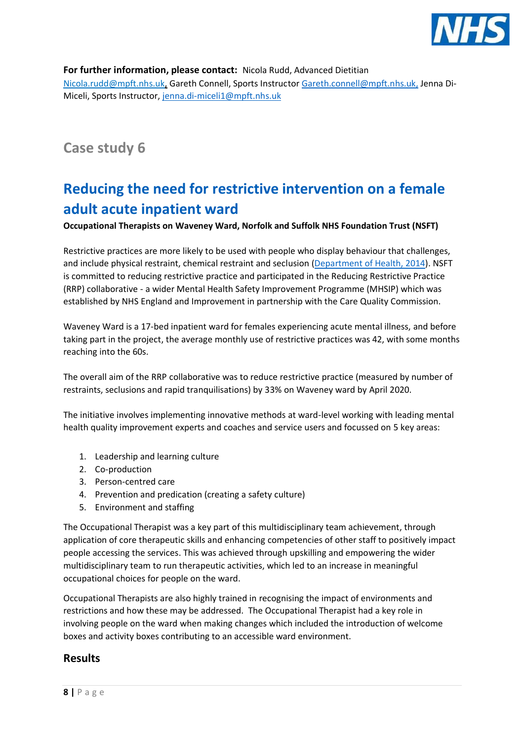**For further information, please contact:** Nicola Rudd, Advanced Dietitian Nicola.rudd@mpft.nhs.uk, Gareth Connell, Sports Instructor Gareth.connell@mpft.nhs.uk, Jenna Di-Miceli, Sports Instructor, jenna.di-miceli1@mpft.nhs.uk

## Case study 6

# Reducing the need for restrictive intervention on a female adult acute inpatient ward

**Occupational Therapists on Waveney Ward, Norfolk and Suffolk NHS Foundation Trust (NSFT)**

Restrictive practices are more likely to be used with people who display behaviour that challenges, and include physical restraint, chemical restraint and seclusion (Department of Health, 2014). NSFT is committed to reducing restrictive practice and participated in the Reducing Restrictive Practice (RRP) collaborative - a wider Mental Health Safety Improvement Programme (MHSIP) which was established by NHS England and Improvement in partnership with the Care Quality Commission.

Waveney Ward is a 17-bed inpatient ward for females experiencing acute mental illness, and before taking part in the project, the average monthly use of restrictive practices was 42, with some months reaching into the 60s.

The overall aim of the RRP collaborative was to reduce restrictive practice (measured by number of restraints, seclusions and rapid tranquilisations) by 33% on Waveney ward by April 2020.

The initiative involves implementing innovative methods at ward-level working with leading mental health quality improvement experts and coaches and service users and focussed on 5 key areas:

1. Leadership and learning culture
2. Co-production
3. Person-centred care
4. Prevention and predication (creating a safety culture)
5. Environment and staffing

The Occupational Therapist was a key part of this multidisciplinary team achievement, through application of core therapeutic skills and enhancing competencies of other staff to positively impact people accessing the services. This was achieved through upskilling and empowering the wider multidisciplinary team to run therapeutic activities, which led to an increase in meaningful occupational choices for people on the ward.

Occupational Therapists are also highly trained in recognising the impact of environments and restrictions and how these may be addressed. The Occupational Therapist had a key role in involving people on the ward when making changes which included the introduction of welcome boxes and activity boxes contributing to an accessible ward environment.

## Results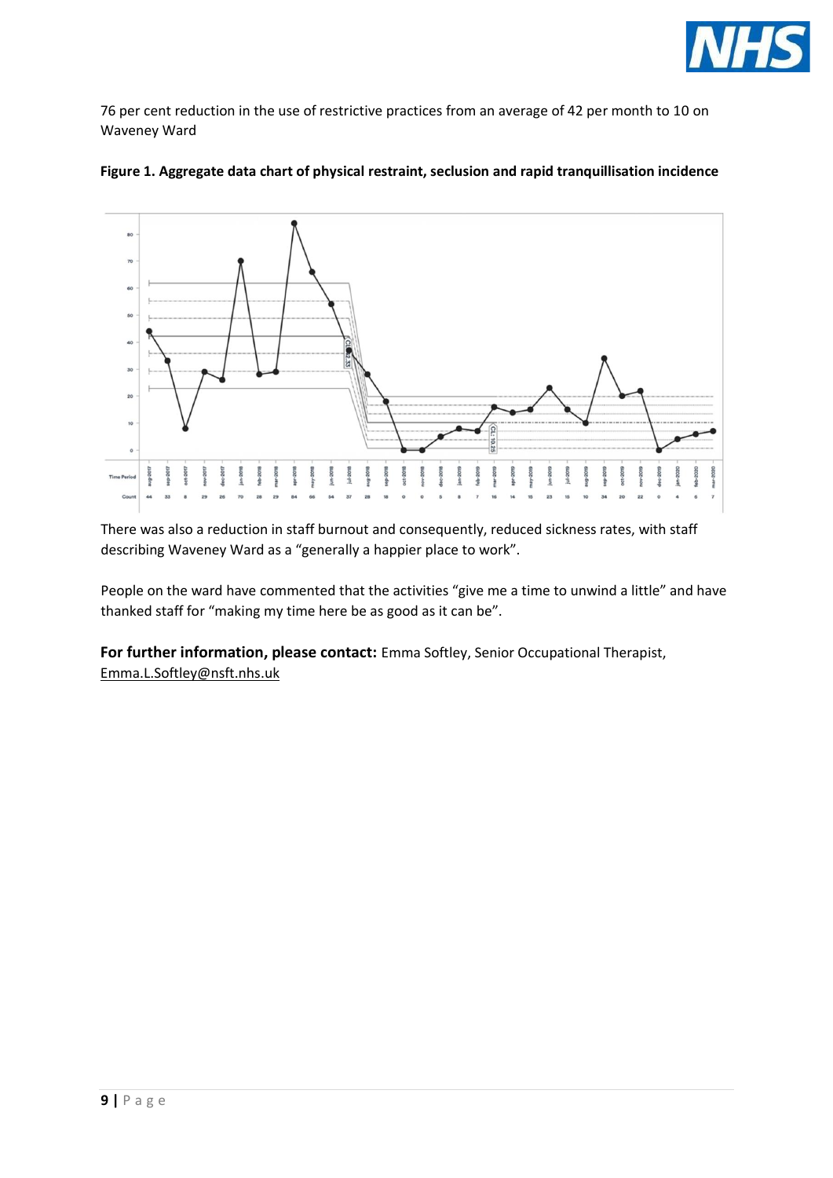76 per cent reduction in the use of restrictive practices from an average of 42 per month to 10 on Waveney Ward

**Figure 1. Aggregate data chart of physical restraint, seclusion and rapid tranquillisation incidence**

There was also a reduction in staff burnout and consequently, reduced sickness rates, with staff describing Waveney Ward as a "generally a happier place to work".

People on the ward have commented that the activities "give me a time to unwind a little" and have thanked staff for "making my time here be as good as it can be".

**For further information, please contact:** Emma Softley, Senior Occupational Therapist, Emma.L.Softley@nsft.nhs.uk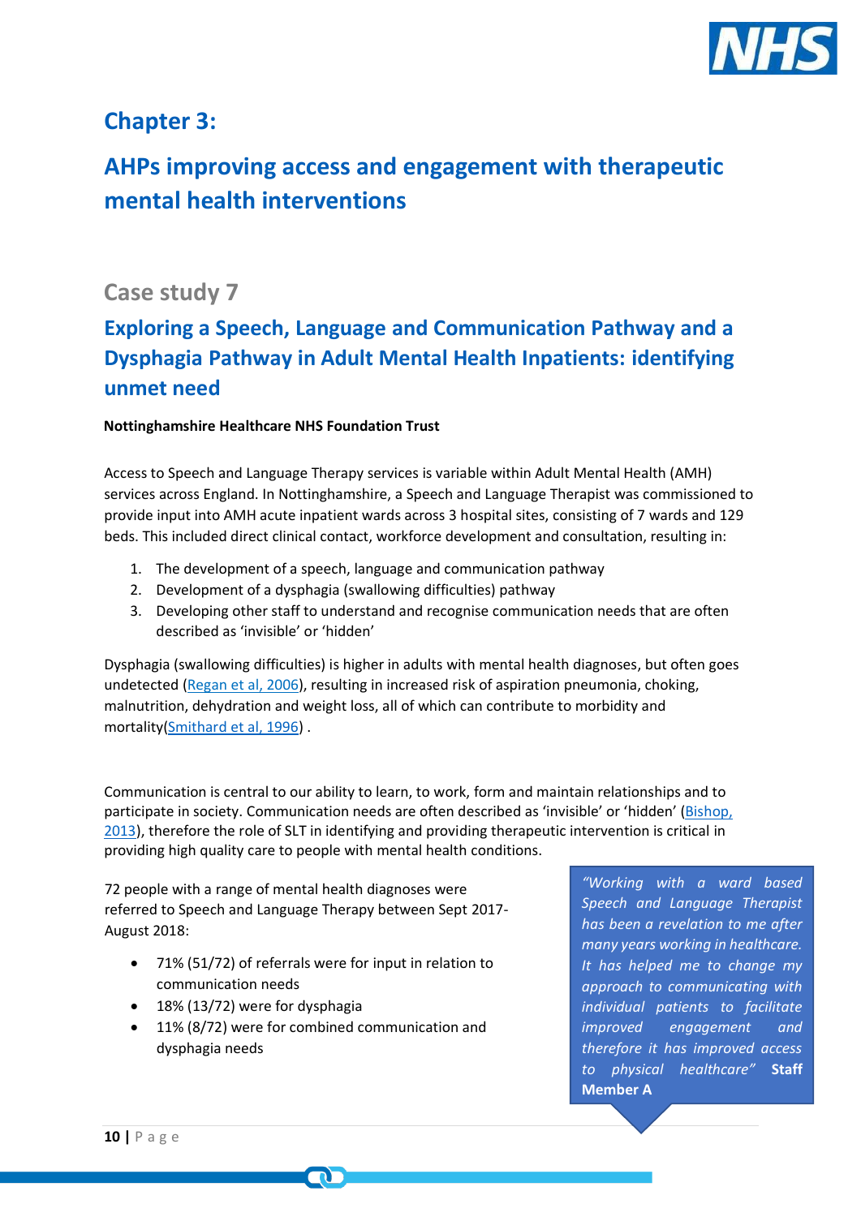# Chapter 3:

# AHPs improving access and engagement with therapeutic mental health interventions

## Case study 7

## Exploring a Speech, Language and Communication Pathway and a Dysphagia Pathway in Adult Mental Health Inpatients: identifying unmet need

**Nottinghamshire Healthcare NHS Foundation Trust**

Access to Speech and Language Therapy services is variable within Adult Mental Health (AMH) services across England. In Nottinghamshire, a Speech and Language Therapist was commissioned to provide input into AMH acute inpatient wards across 3 hospital sites, consisting of 7 wards and 129 beds. This included direct clinical contact, workforce development and consultation, resulting in:

1. The development of a speech, language and communication pathway
2. Development of a dysphagia (swallowing difficulties) pathway
3. Developing other staff to understand and recognise communication needs that are often described as 'invisible' or 'hidden'

Dysphagia (swallowing difficulties) is higher in adults with mental health diagnoses, but often goes undetected (Regan et al, 2006), resulting in increased risk of aspiration pneumonia, choking, malnutrition, dehydration and weight loss, all of which can contribute to morbidity and mortality(Smithard et al, 1996) .

Communication is central to our ability to learn, to work, form and maintain relationships and to participate in society. Communication needs are often described as 'invisible' or 'hidden' (Bishop, 2013), therefore the role of SLT in identifying and providing therapeutic intervention is critical in providing high quality care to people with mental health conditions.

72 people with a range of mental health diagnoses were referred to Speech and Language Therapy between Sept 2017-August 2018:

- 71% (51/72) of referrals were for input in relation to communication needs
- 18% (13/72) were for dysphagia
- 11% (8/72) were for combined communication and dysphagia needs

> *"Working with a ward based Speech and Language Therapist has been a revelation to me after many years working in healthcare. It has helped me to change my approach to communicating with individual patients to facilitate improved engagement and therefore it has improved access to physical healthcare"* **Staff Member A**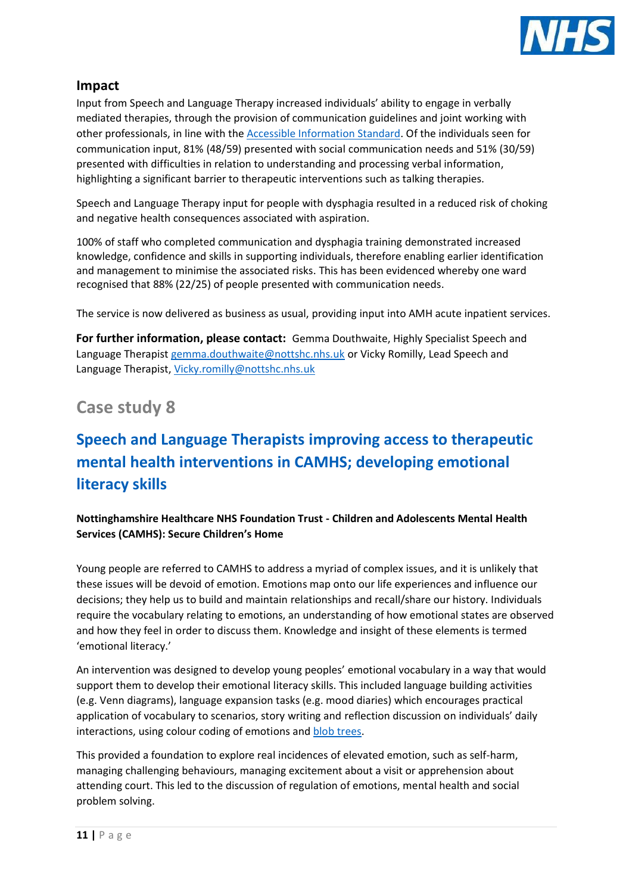### Impact

Input from Speech and Language Therapy increased individuals' ability to engage in verbally mediated therapies, through the provision of communication guidelines and joint working with other professionals, in line with the Accessible Information Standard. Of the individuals seen for communication input, 81% (48/59) presented with social communication needs and 51% (30/59) presented with difficulties in relation to understanding and processing verbal information, highlighting a significant barrier to therapeutic interventions such as talking therapies.

Speech and Language Therapy input for people with dysphagia resulted in a reduced risk of choking and negative health consequences associated with aspiration.

100% of staff who completed communication and dysphagia training demonstrated increased knowledge, confidence and skills in supporting individuals, therefore enabling earlier identification and management to minimise the associated risks. This has been evidenced whereby one ward recognised that 88% (22/25) of people presented with communication needs.

The service is now delivered as business as usual, providing input into AMH acute inpatient services.

**For further information, please contact:** Gemma Douthwaite, Highly Specialist Speech and Language Therapist gemma.douthwaite@nottshc.nhs.uk or Vicky Romilly, Lead Speech and Language Therapist, Vicky.romilly@nottshc.nhs.uk

## Case study 8

## Speech and Language Therapists improving access to therapeutic mental health interventions in CAMHS; developing emotional literacy skills

**Nottinghamshire Healthcare NHS Foundation Trust - Children and Adolescents Mental Health Services (CAMHS): Secure Children's Home**

Young people are referred to CAMHS to address a myriad of complex issues, and it is unlikely that these issues will be devoid of emotion. Emotions map onto our life experiences and influence our decisions; they help us to build and maintain relationships and recall/share our history. Individuals require the vocabulary relating to emotions, an understanding of how emotional states are observed and how they feel in order to discuss them. Knowledge and insight of these elements is termed 'emotional literacy.'

An intervention was designed to develop young peoples' emotional vocabulary in a way that would support them to develop their emotional literacy skills. This included language building activities (e.g. Venn diagrams), language expansion tasks (e.g. mood diaries) which encourages practical application of vocabulary to scenarios, story writing and reflection discussion on individuals' daily interactions, using colour coding of emotions and blob trees.

This provided a foundation to explore real incidences of elevated emotion, such as self-harm, managing challenging behaviours, managing excitement about a visit or apprehension about attending court. This led to the discussion of regulation of emotions, mental health and social problem solving.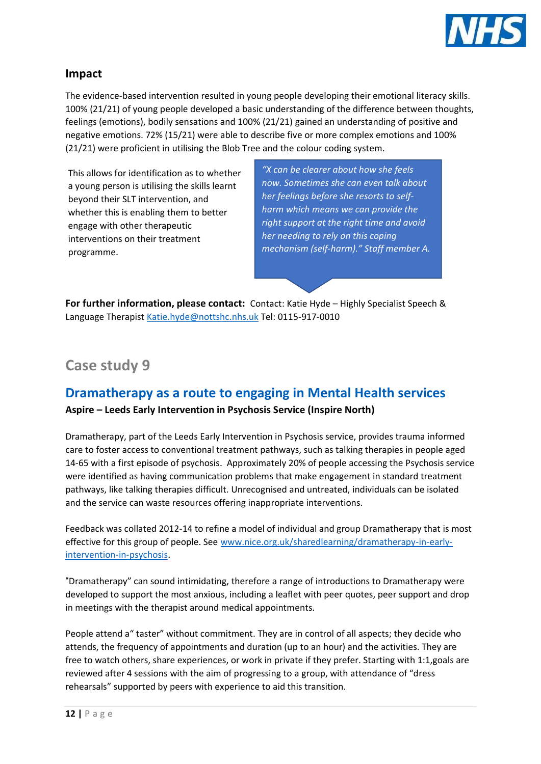## Impact

The evidence-based intervention resulted in young people developing their emotional literacy skills. 100% (21/21) of young people developed a basic understanding of the difference between thoughts, feelings (emotions), bodily sensations and 100% (21/21) gained an understanding of positive and negative emotions. 72% (15/21) were able to describe five or more complex emotions and 100% (21/21) were proficient in utilising the Blob Tree and the colour coding system.

This allows for identification as to whether a young person is utilising the skills learnt beyond their SLT intervention, and whether this is enabling them to better engage with other therapeutic interventions on their treatment programme.

> *"X can be clearer about how she feels now. Sometimes she can even talk about her feelings before she resorts to self-harm which means we can provide the right support at the right time and avoid her needing to rely on this coping mechanism (self-harm)." Staff member A.*

**For further information, please contact:** Contact: Katie Hyde – Highly Specialist Speech & Language Therapist Katie.hyde@nottshc.nhs.uk Tel: 0115-917-0010

# Case study 9

## Dramatherapy as a route to engaging in Mental Health services

**Aspire – Leeds Early Intervention in Psychosis Service (Inspire North)**

Dramatherapy, part of the Leeds Early Intervention in Psychosis service, provides trauma informed care to foster access to conventional treatment pathways, such as talking therapies in people aged 14-65 with a first episode of psychosis. Approximately 20% of people accessing the Psychosis service were identified as having communication problems that make engagement in standard treatment pathways, like talking therapies difficult. Unrecognised and untreated, individuals can be isolated and the service can waste resources offering inappropriate interventions.

Feedback was collated 2012-14 to refine a model of individual and group Dramatherapy that is most effective for this group of people. See www.nice.org.uk/sharedlearning/dramatherapy-in-early-intervention-in-psychosis.

"Dramatherapy" can sound intimidating, therefore a range of introductions to Dramatherapy were developed to support the most anxious, including a leaflet with peer quotes, peer support and drop in meetings with the therapist around medical appointments.

People attend a" taster" without commitment. They are in control of all aspects; they decide who attends, the frequency of appointments and duration (up to an hour) and the activities. They are free to watch others, share experiences, or work in private if they prefer. Starting with 1:1,goals are reviewed after 4 sessions with the aim of progressing to a group, with attendance of "dress rehearsals" supported by peers with experience to aid this transition.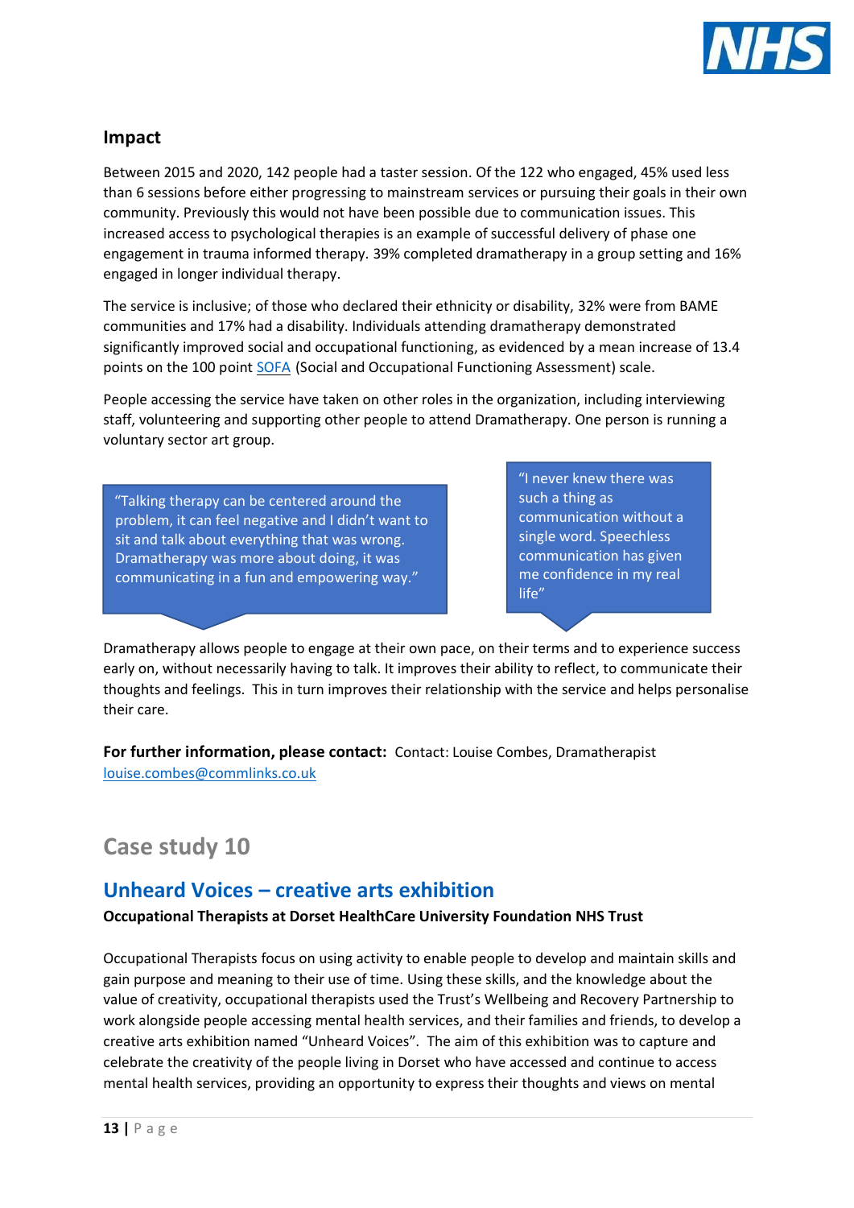## Impact

Between 2015 and 2020, 142 people had a taster session. Of the 122 who engaged, 45% used less than 6 sessions before either progressing to mainstream services or pursuing their goals in their own community. Previously this would not have been possible due to communication issues. This increased access to psychological therapies is an example of successful delivery of phase one engagement in trauma informed therapy. 39% completed dramatherapy in a group setting and 16% engaged in longer individual therapy.

The service is inclusive; of those who declared their ethnicity or disability, 32% were from BAME communities and 17% had a disability. Individuals attending dramatherapy demonstrated significantly improved social and occupational functioning, as evidenced by a mean increase of 13.4 points on the 100 point SOFA (Social and Occupational Functioning Assessment) scale.

People accessing the service have taken on other roles in the organization, including interviewing staff, volunteering and supporting other people to attend Dramatherapy. One person is running a voluntary sector art group.

> "Talking therapy can be centered around the problem, it can feel negative and I didn't want to sit and talk about everything that was wrong. Dramatherapy was more about doing, it was communicating in a fun and empowering way."

> "I never knew there was such a thing as communication without a single word. Speechless communication has given me confidence in my real life"

Dramatherapy allows people to engage at their own pace, on their terms and to experience success early on, without necessarily having to talk. It improves their ability to reflect, to communicate their thoughts and feelings. This in turn improves their relationship with the service and helps personalise their care.

**For further information, please contact:** Contact: Louise Combes, Dramatherapist louise.combes@commlinks.co.uk

# Case study 10

## Unheard Voices – creative arts exhibition

**Occupational Therapists at Dorset HealthCare University Foundation NHS Trust**

Occupational Therapists focus on using activity to enable people to develop and maintain skills and gain purpose and meaning to their use of time. Using these skills, and the knowledge about the value of creativity, occupational therapists used the Trust's Wellbeing and Recovery Partnership to work alongside people accessing mental health services, and their families and friends, to develop a creative arts exhibition named "Unheard Voices". The aim of this exhibition was to capture and celebrate the creativity of the people living in Dorset who have accessed and continue to access mental health services, providing an opportunity to express their thoughts and views on mental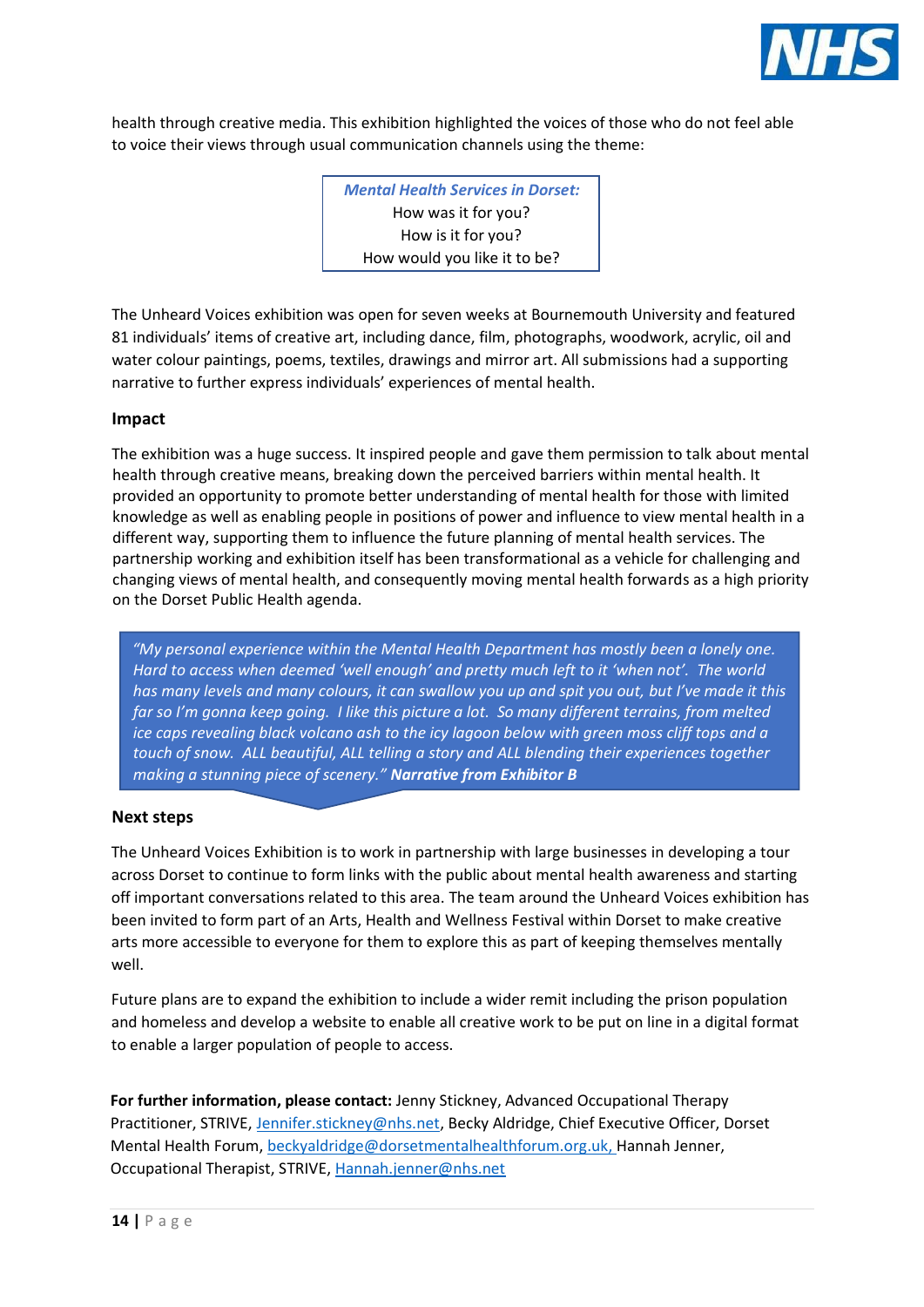health through creative media. This exhibition highlighted the voices of those who do not feel able to voice their views through usual communication channels using the theme:

> ***Mental Health Services in Dorset:***
> How was it for you?
> How is it for you?
> How would you like it to be?

The Unheard Voices exhibition was open for seven weeks at Bournemouth University and featured 81 individuals' items of creative art, including dance, film, photographs, woodwork, acrylic, oil and water colour paintings, poems, textiles, drawings and mirror art. All submissions had a supporting narrative to further express individuals' experiences of mental health.

### Impact

The exhibition was a huge success. It inspired people and gave them permission to talk about mental health through creative means, breaking down the perceived barriers within mental health. It provided an opportunity to promote better understanding of mental health for those with limited knowledge as well as enabling people in positions of power and influence to view mental health in a different way, supporting them to influence the future planning of mental health services. The partnership working and exhibition itself has been transformational as a vehicle for challenging and changing views of mental health, and consequently moving mental health forwards as a high priority on the Dorset Public Health agenda.

> *"My personal experience within the Mental Health Department has mostly been a lonely one. Hard to access when deemed 'well enough' and pretty much left to it 'when not'. The world has many levels and many colours, it can swallow you up and spit you out, but I've made it this far so I'm gonna keep going. I like this picture a lot. So many different terrains, from melted ice caps revealing black volcano ash to the icy lagoon below with green moss cliff tops and a touch of snow. ALL beautiful, ALL telling a story and ALL blending their experiences together making a stunning piece of scenery."* ***Narrative from Exhibitor B***

### Next steps

The Unheard Voices Exhibition is to work in partnership with large businesses in developing a tour across Dorset to continue to form links with the public about mental health awareness and starting off important conversations related to this area. The team around the Unheard Voices exhibition has been invited to form part of an Arts, Health and Wellness Festival within Dorset to make creative arts more accessible to everyone for them to explore this as part of keeping themselves mentally well.

Future plans are to expand the exhibition to include a wider remit including the prison population and homeless and develop a website to enable all creative work to be put on line in a digital format to enable a larger population of people to access.

**For further information, please contact:** Jenny Stickney, Advanced Occupational Therapy Practitioner, STRIVE, Jennifer.stickney@nhs.net, Becky Aldridge, Chief Executive Officer, Dorset Mental Health Forum, beckyaldridge@dorsetmentalhealthforum.org.uk, Hannah Jenner, Occupational Therapist, STRIVE, Hannah.jenner@nhs.net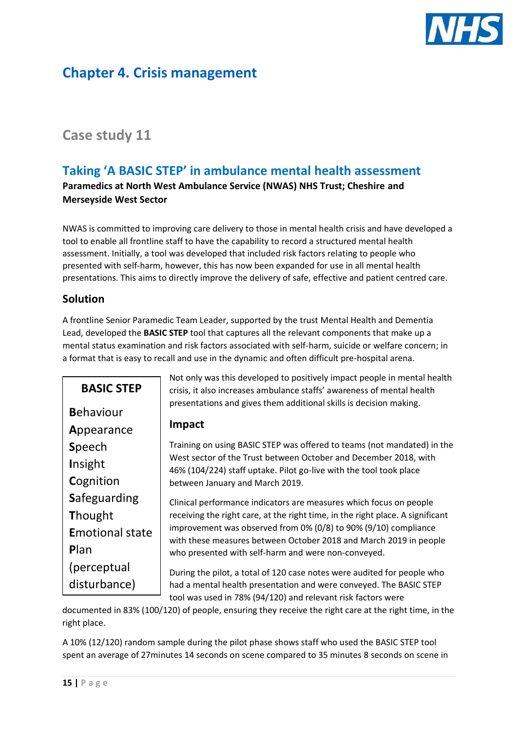# Chapter 4. Crisis management

## Case study 11

### Taking 'A BASIC STEP' in ambulance mental health assessment

**Paramedics at North West Ambulance Service (NWAS) NHS Trust; Cheshire and Merseyside West Sector**

NWAS is committed to improving care delivery to those in mental health crisis and have developed a tool to enable all frontline staff to have the capability to record a structured mental health assessment. Initially, a tool was developed that included risk factors relating to people who presented with self-harm, however, this has now been expanded for use in all mental health presentations. This aims to directly improve the delivery of safe, effective and patient centred care.

#### Solution

A frontline Senior Paramedic Team Leader, supported by the trust Mental Health and Dementia Lead, developed the **BASIC STEP** tool that captures all the relevant components that make up a mental status examination and risk factors associated with self-harm, suicide or welfare concern; in a format that is easy to recall and use in the dynamic and often difficult pre-hospital arena.

**BASIC STEP**

**B**ehaviour
**A**ppearance
**S**peech
**I**nsight
**C**ognition
**S**afeguarding
**T**hought
**E**motional state
**P**lan
(perceptual disturbance)

Not only was this developed to positively impact people in mental health crisis, it also increases ambulance staffs' awareness of mental health presentations and gives them additional skills is decision making.

#### Impact

Training on using BASIC STEP was offered to teams (not mandated) in the West sector of the Trust between October and December 2018, with 46% (104/224) staff uptake. Pilot go-live with the tool took place between January and March 2019.

Clinical performance indicators are measures which focus on people receiving the right care, at the right time, in the right place. A significant improvement was observed from 0% (0/8) to 90% (9/10) compliance with these measures between October 2018 and March 2019 in people who presented with self-harm and were non-conveyed.

During the pilot, a total of 120 case notes were audited for people who had a mental health presentation and were conveyed. The BASIC STEP tool was used in 78% (94/120) and relevant risk factors were documented in 83% (100/120) of people, ensuring they receive the right care at the right time, in the right place.

A 10% (12/120) random sample during the pilot phase shows staff who used the BASIC STEP tool spent an average of 27minutes 14 seconds on scene compared to 35 minutes 8 seconds on scene in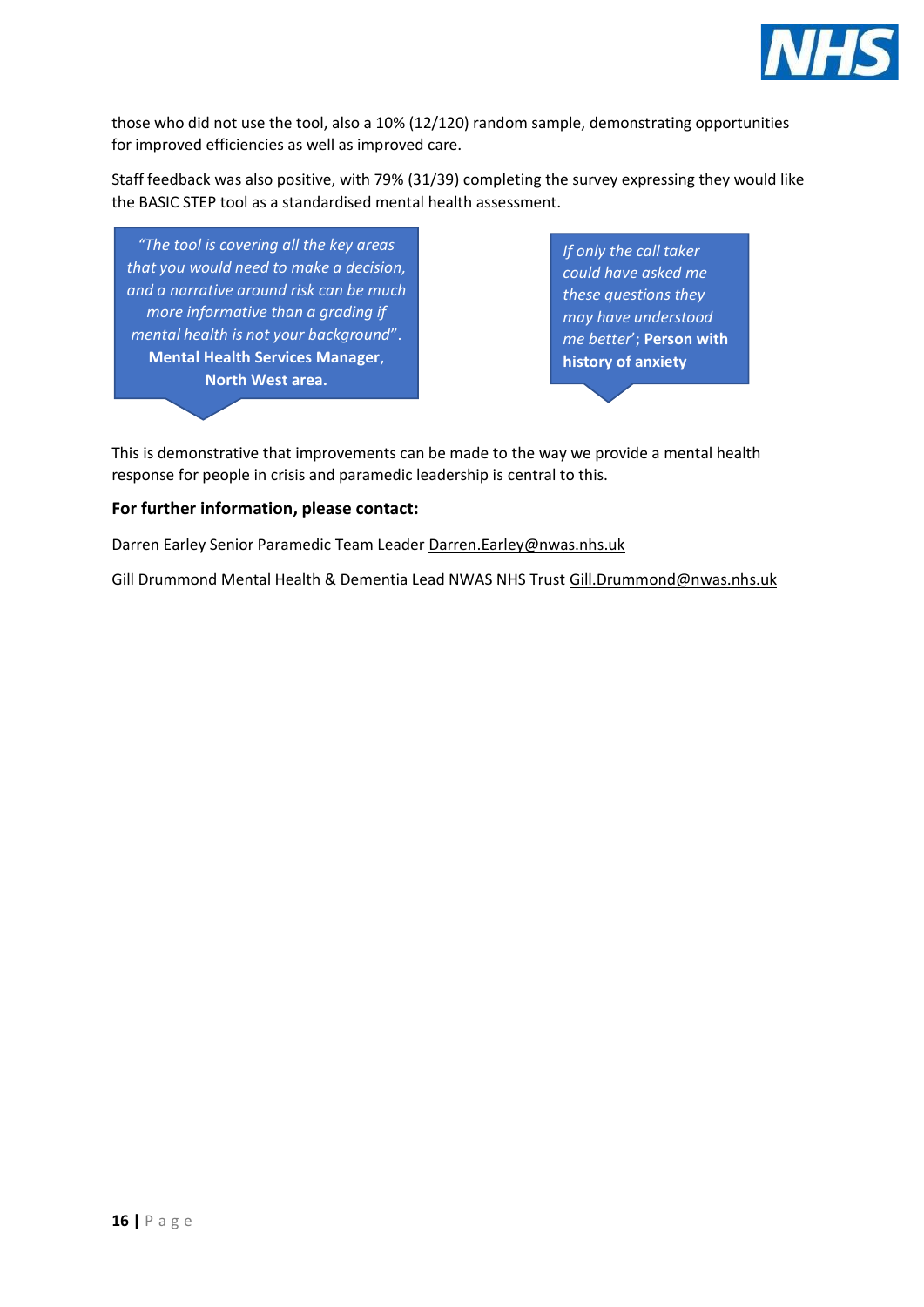those who did not use the tool, also a 10% (12/120) random sample, demonstrating opportunities for improved efficiencies as well as improved care.

Staff feedback was also positive, with 79% (31/39) completing the survey expressing they would like the BASIC STEP tool as a standardised mental health assessment.

> *"The tool is covering all the key areas that you would need to make a decision, and a narrative around risk can be much more informative than a grading if mental health is not your background"*. **Mental Health Services Manager**, **North West area.**

> *If only the call taker could have asked me these questions they may have understood me better'*; **Person with history of anxiety**

This is demonstrative that improvements can be made to the way we provide a mental health response for people in crisis and paramedic leadership is central to this.

**For further information, please contact:**

Darren Earley Senior Paramedic Team Leader Darren.Earley@nwas.nhs.uk

Gill Drummond Mental Health & Dementia Lead NWAS NHS Trust Gill.Drummond@nwas.nhs.uk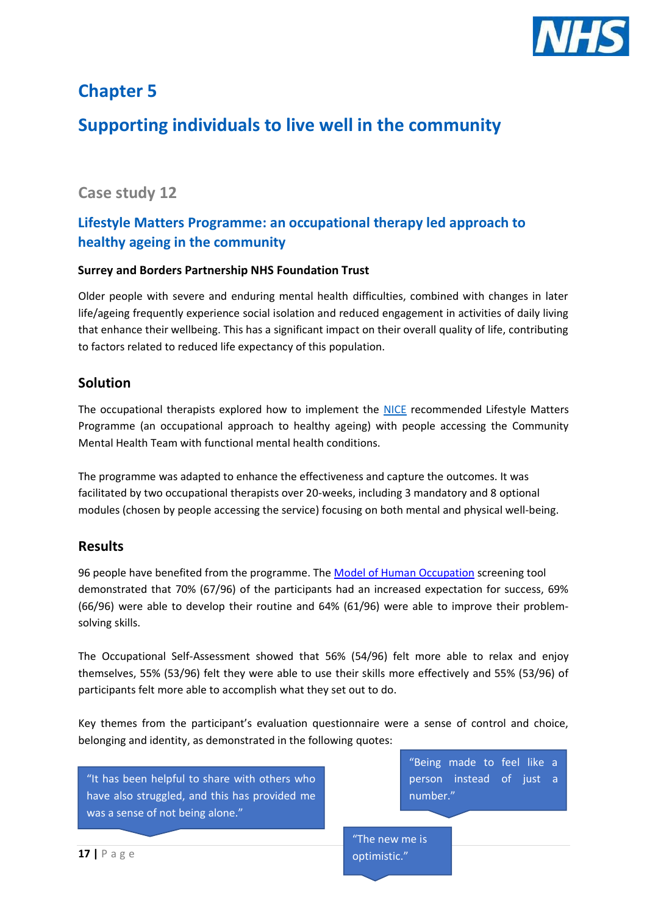# Chapter 5

# Supporting individuals to live well in the community

## Case study 12

### Lifestyle Matters Programme: an occupational therapy led approach to healthy ageing in the community

**Surrey and Borders Partnership NHS Foundation Trust**

Older people with severe and enduring mental health difficulties, combined with changes in later life/ageing frequently experience social isolation and reduced engagement in activities of daily living that enhance their wellbeing. This has a significant impact on their overall quality of life, contributing to factors related to reduced life expectancy of this population.

### Solution

The occupational therapists explored how to implement the NICE recommended Lifestyle Matters Programme (an occupational approach to healthy ageing) with people accessing the Community Mental Health Team with functional mental health conditions.

The programme was adapted to enhance the effectiveness and capture the outcomes. It was facilitated by two occupational therapists over 20-weeks, including 3 mandatory and 8 optional modules (chosen by people accessing the service) focusing on both mental and physical well-being.

### Results

96 people have benefited from the programme. The Model of Human Occupation screening tool demonstrated that 70% (67/96) of the participants had an increased expectation for success, 69% (66/96) were able to develop their routine and 64% (61/96) were able to improve their problem-solving skills.

The Occupational Self-Assessment showed that 56% (54/96) felt more able to relax and enjoy themselves, 55% (53/96) felt they were able to use their skills more effectively and 55% (53/96) of participants felt more able to accomplish what they set out to do.

Key themes from the participant's evaluation questionnaire were a sense of control and choice, belonging and identity, as demonstrated in the following quotes:

> "Being made to feel like a person instead of just a number."

> "It has been helpful to share with others who have also struggled, and this has provided me was a sense of not being alone."

> "The new me is optimistic."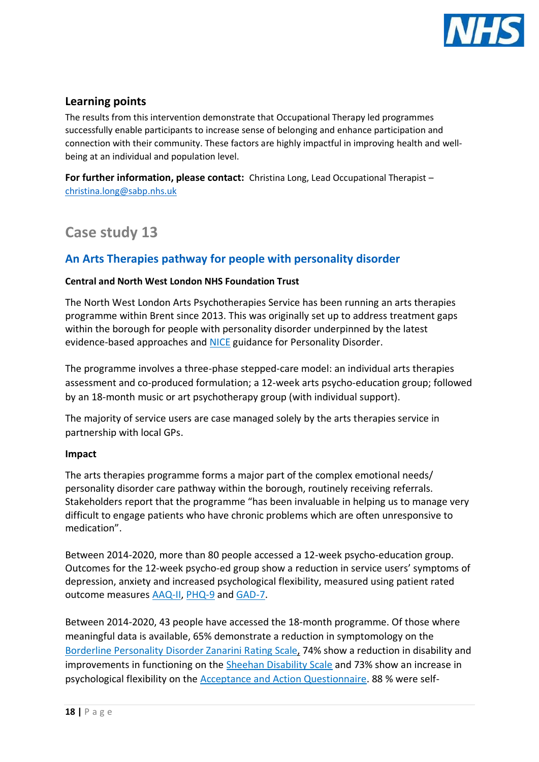## Learning points

The results from this intervention demonstrate that Occupational Therapy led programmes successfully enable participants to increase sense of belonging and enhance participation and connection with their community. These factors are highly impactful in improving health and well-being at an individual and population level.

**For further information, please contact:** Christina Long, Lead Occupational Therapist – christina.long@sabp.nhs.uk

# Case study 13

## An Arts Therapies pathway for people with personality disorder

**Central and North West London NHS Foundation Trust**

The North West London Arts Psychotherapies Service has been running an arts therapies programme within Brent since 2013. This was originally set up to address treatment gaps within the borough for people with personality disorder underpinned by the latest evidence-based approaches and NICE guidance for Personality Disorder.

The programme involves a three-phase stepped-care model: an individual arts therapies assessment and co-produced formulation; a 12-week arts psycho-education group; followed by an 18-month music or art psychotherapy group (with individual support).

The majority of service users are case managed solely by the arts therapies service in partnership with local GPs.

**Impact**

The arts therapies programme forms a major part of the complex emotional needs/ personality disorder care pathway within the borough, routinely receiving referrals. Stakeholders report that the programme "has been invaluable in helping us to manage very difficult to engage patients who have chronic problems which are often unresponsive to medication".

Between 2014-2020, more than 80 people accessed a 12-week psycho-education group. Outcomes for the 12-week psycho-ed group show a reduction in service users' symptoms of depression, anxiety and increased psychological flexibility, measured using patient rated outcome measures AAQ-II, PHQ-9 and GAD-7.

Between 2014-2020, 43 people have accessed the 18-month programme. Of those where meaningful data is available, 65% demonstrate a reduction in symptomology on the Borderline Personality Disorder Zanarini Rating Scale, 74% show a reduction in disability and improvements in functioning on the Sheehan Disability Scale and 73% show an increase in psychological flexibility on the Acceptance and Action Questionnaire. 88 % were self-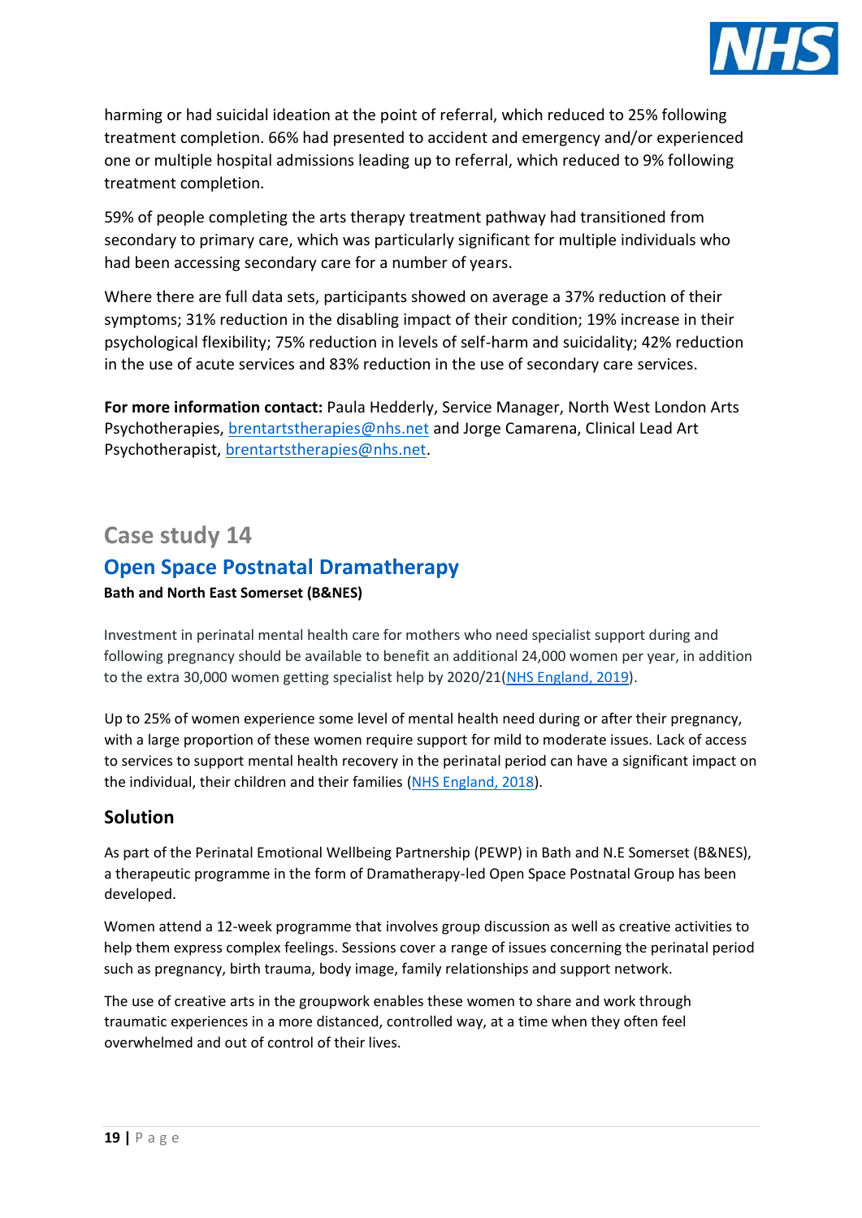harming or had suicidal ideation at the point of referral, which reduced to 25% following treatment completion. 66% had presented to accident and emergency and/or experienced one or multiple hospital admissions leading up to referral, which reduced to 9% following treatment completion.

59% of people completing the arts therapy treatment pathway had transitioned from secondary to primary care, which was particularly significant for multiple individuals who had been accessing secondary care for a number of years.

Where there are full data sets, participants showed on average a 37% reduction of their symptoms; 31% reduction in the disabling impact of their condition; 19% increase in their psychological flexibility; 75% reduction in levels of self-harm and suicidality; 42% reduction in the use of acute services and 83% reduction in the use of secondary care services.

**For more information contact:** Paula Hedderly, Service Manager, North West London Arts Psychotherapies, brentartstherapies@nhs.net and Jorge Camarena, Clinical Lead Art Psychotherapist, brentartstherapies@nhs.net.

## Case study 14

## Open Space Postnatal Dramatherapy

**Bath and North East Somerset (B&NES)**

Investment in perinatal mental health care for mothers who need specialist support during and following pregnancy should be available to benefit an additional 24,000 women per year, in addition to the extra 30,000 women getting specialist help by 2020/21(NHS England, 2019).

Up to 25% of women experience some level of mental health need during or after their pregnancy, with a large proportion of these women require support for mild to moderate issues. Lack of access to services to support mental health recovery in the perinatal period can have a significant impact on the individual, their children and their families (NHS England, 2018).

### Solution

As part of the Perinatal Emotional Wellbeing Partnership (PEWP) in Bath and N.E Somerset (B&NES), a therapeutic programme in the form of Dramatherapy-led Open Space Postnatal Group has been developed.

Women attend a 12-week programme that involves group discussion as well as creative activities to help them express complex feelings. Sessions cover a range of issues concerning the perinatal period such as pregnancy, birth trauma, body image, family relationships and support network.

The use of creative arts in the groupwork enables these women to share and work through traumatic experiences in a more distanced, controlled way, at a time when they often feel overwhelmed and out of control of their lives.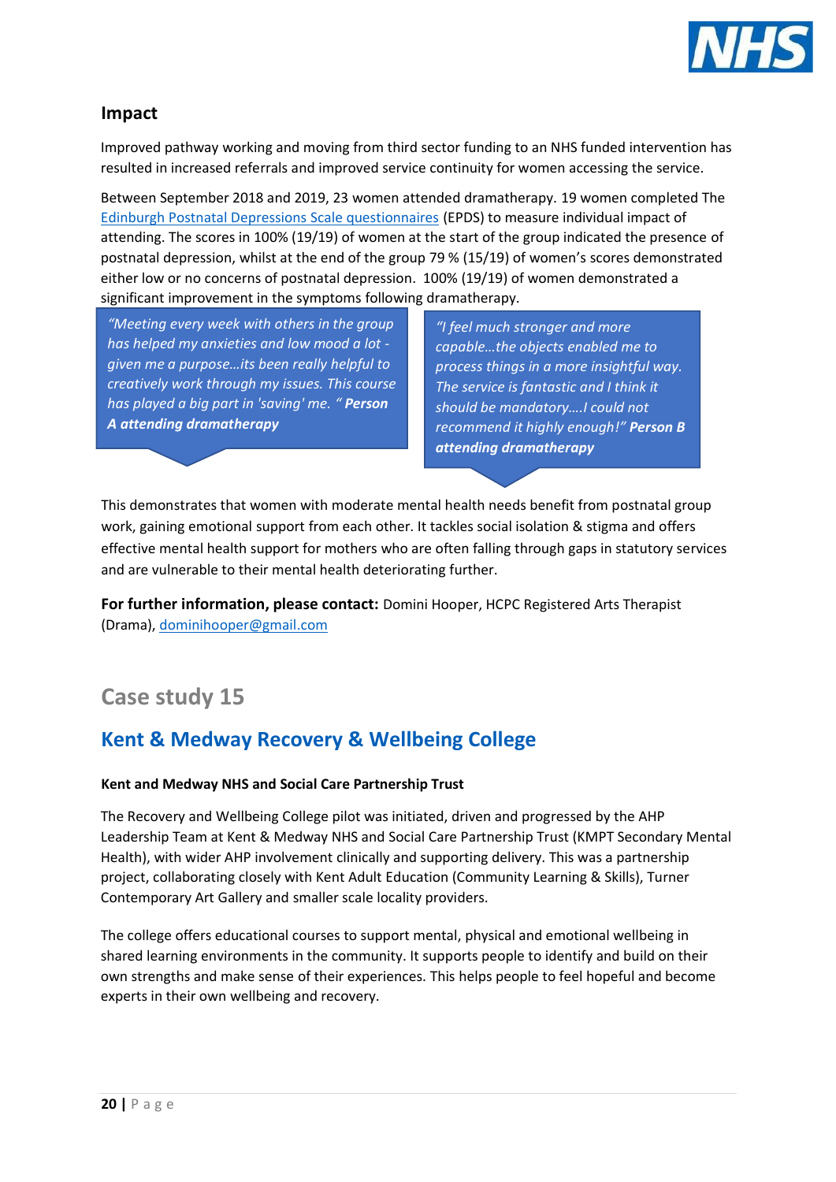## Impact

Improved pathway working and moving from third sector funding to an NHS funded intervention has resulted in increased referrals and improved service continuity for women accessing the service.

Between September 2018 and 2019, 23 women attended dramatherapy. 19 women completed The [Edinburgh Postnatal Depressions Scale questionnaires](#) (EPDS) to measure individual impact of attending. The scores in 100% (19/19) of women at the start of the group indicated the presence of postnatal depression, whilst at the end of the group 79 % (15/19) of women's scores demonstrated either low or no concerns of postnatal depression. 100% (19/19) of women demonstrated a significant improvement in the symptoms following dramatherapy.

> *"Meeting every week with others in the group has helped my anxieties and low mood a lot - given me a purpose…its been really helpful to creatively work through my issues. This course has played a big part in 'saving' me. "* ***Person A attending dramatherapy***

> *"I feel much stronger and more capable…the objects enabled me to process things in a more insightful way. The service is fantastic and I think it should be mandatory….I could not recommend it highly enough!"* ***Person B attending dramatherapy***

This demonstrates that women with moderate mental health needs benefit from postnatal group work, gaining emotional support from each other. It tackles social isolation & stigma and offers effective mental health support for mothers who are often falling through gaps in statutory services and are vulnerable to their mental health deteriorating further.

**For further information, please contact:** Domini Hooper, HCPC Registered Arts Therapist (Drama), [dominihooper@gmail.com](mailto:dominihooper@gmail.com)

# Case study 15

## Kent & Medway Recovery & Wellbeing College

**Kent and Medway NHS and Social Care Partnership Trust**

The Recovery and Wellbeing College pilot was initiated, driven and progressed by the AHP Leadership Team at Kent & Medway NHS and Social Care Partnership Trust (KMPT Secondary Mental Health), with wider AHP involvement clinically and supporting delivery. This was a partnership project, collaborating closely with Kent Adult Education (Community Learning & Skills), Turner Contemporary Art Gallery and smaller scale locality providers.

The college offers educational courses to support mental, physical and emotional wellbeing in shared learning environments in the community. It supports people to identify and build on their own strengths and make sense of their experiences. This helps people to feel hopeful and become experts in their own wellbeing and recovery.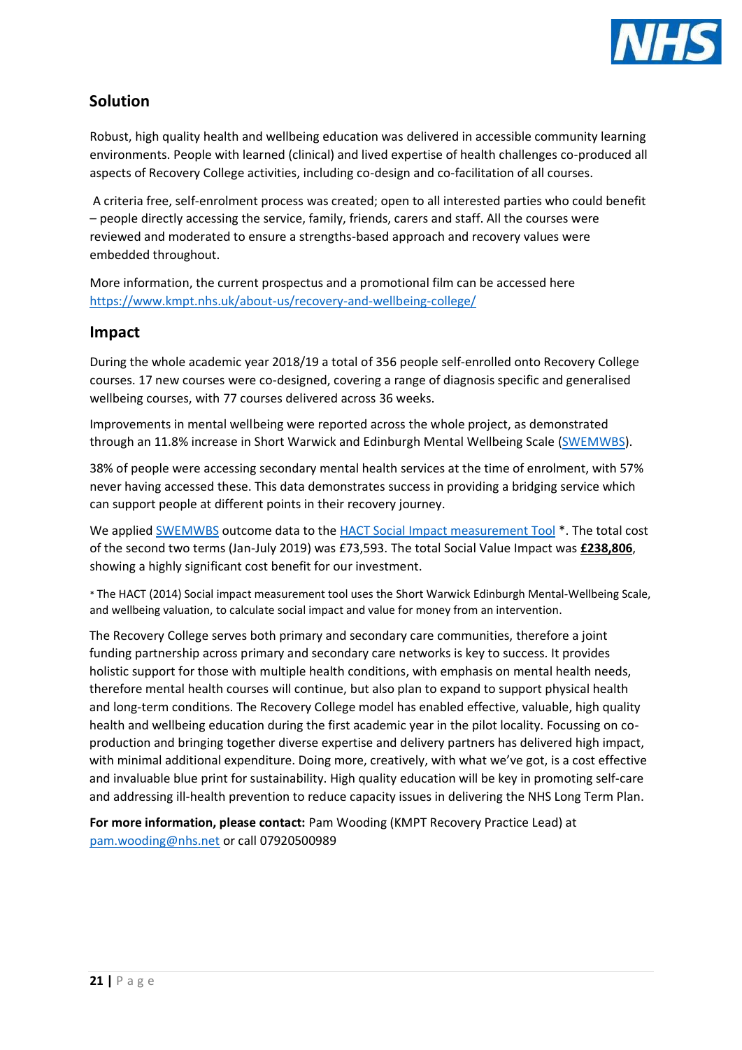## Solution

Robust, high quality health and wellbeing education was delivered in accessible community learning environments. People with learned (clinical) and lived expertise of health challenges co-produced all aspects of Recovery College activities, including co-design and co-facilitation of all courses.

A criteria free, self-enrolment process was created; open to all interested parties who could benefit – people directly accessing the service, family, friends, carers and staff. All the courses were reviewed and moderated to ensure a strengths-based approach and recovery values were embedded throughout.

More information, the current prospectus and a promotional film can be accessed here [https://www.kmpt.nhs.uk/about-us/recovery-and-wellbeing-college/](https://www.kmpt.nhs.uk/about-us/recovery-and-wellbeing-college/)

## Impact

During the whole academic year 2018/19 a total of 356 people self-enrolled onto Recovery College courses. 17 new courses were co-designed, covering a range of diagnosis specific and generalised wellbeing courses, with 77 courses delivered across 36 weeks.

Improvements in mental wellbeing were reported across the whole project, as demonstrated through an 11.8% increase in Short Warwick and Edinburgh Mental Wellbeing Scale (SWEMWBS).

38% of people were accessing secondary mental health services at the time of enrolment, with 57% never having accessed these. This data demonstrates success in providing a bridging service which can support people at different points in their recovery journey.

We applied SWEMWBS outcome data to the HACT Social Impact measurement Tool *. The total cost of the second two terms (Jan-July 2019) was £73,593. The total Social Value Impact was **£238,806**, showing a highly significant cost benefit for our investment.

* The HACT (2014) Social impact measurement tool uses the Short Warwick Edinburgh Mental-Wellbeing Scale, and wellbeing valuation, to calculate social impact and value for money from an intervention.

The Recovery College serves both primary and secondary care communities, therefore a joint funding partnership across primary and secondary care networks is key to success. It provides holistic support for those with multiple health conditions, with emphasis on mental health needs, therefore mental health courses will continue, but also plan to expand to support physical health and long-term conditions. The Recovery College model has enabled effective, valuable, high quality health and wellbeing education during the first academic year in the pilot locality. Focussing on co-production and bringing together diverse expertise and delivery partners has delivered high impact, with minimal additional expenditure. Doing more, creatively, with what we've got, is a cost effective and invaluable blue print for sustainability. High quality education will be key in promoting self-care and addressing ill-health prevention to reduce capacity issues in delivering the NHS Long Term Plan.

**For more information, please contact:** Pam Wooding (KMPT Recovery Practice Lead) at pam.wooding@nhs.net or call 07920500989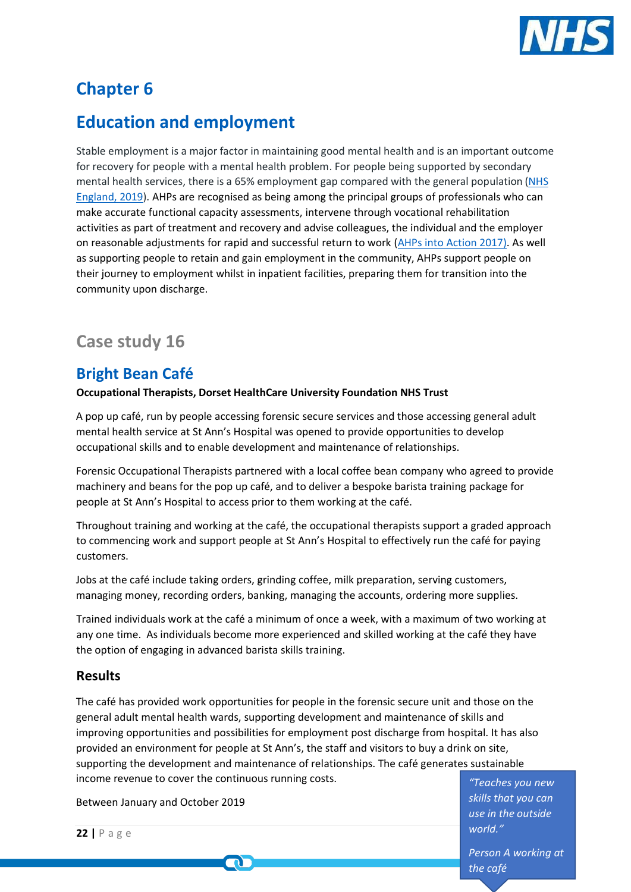# Chapter 6

# Education and employment

Stable employment is a major factor in maintaining good mental health and is an important outcome for recovery for people with a mental health problem. For people being supported by secondary mental health services, there is a 65% employment gap compared with the general population (NHS England, 2019). AHPs are recognised as being among the principal groups of professionals who can make accurate functional capacity assessments, intervene through vocational rehabilitation activities as part of treatment and recovery and advise colleagues, the individual and the employer on reasonable adjustments for rapid and successful return to work (AHPs into Action 2017). As well as supporting people to retain and gain employment in the community, AHPs support people on their journey to employment whilst in inpatient facilities, preparing them for transition into the community upon discharge.

## Case study 16

## Bright Bean Café

**Occupational Therapists, Dorset HealthCare University Foundation NHS Trust**

A pop up café, run by people accessing forensic secure services and those accessing general adult mental health service at St Ann's Hospital was opened to provide opportunities to develop occupational skills and to enable development and maintenance of relationships.

Forensic Occupational Therapists partnered with a local coffee bean company who agreed to provide machinery and beans for the pop up café, and to deliver a bespoke barista training package for people at St Ann's Hospital to access prior to them working at the café.

Throughout training and working at the café, the occupational therapists support a graded approach to commencing work and support people at St Ann's Hospital to effectively run the café for paying customers.

Jobs at the café include taking orders, grinding coffee, milk preparation, serving customers, managing money, recording orders, banking, managing the accounts, ordering more supplies.

Trained individuals work at the café a minimum of once a week, with a maximum of two working at any one time. As individuals become more experienced and skilled working at the café they have the option of engaging in advanced barista skills training.

### Results

The café has provided work opportunities for people in the forensic secure unit and those on the general adult mental health wards, supporting development and maintenance of skills and improving opportunities and possibilities for employment post discharge from hospital. It has also provided an environment for people at St Ann's, the staff and visitors to buy a drink on site, supporting the development and maintenance of relationships. The café generates sustainable income revenue to cover the continuous running costs.

Between January and October 2019

> *"Teaches you new skills that you can use in the outside world."*
>
> *Person A working at the café*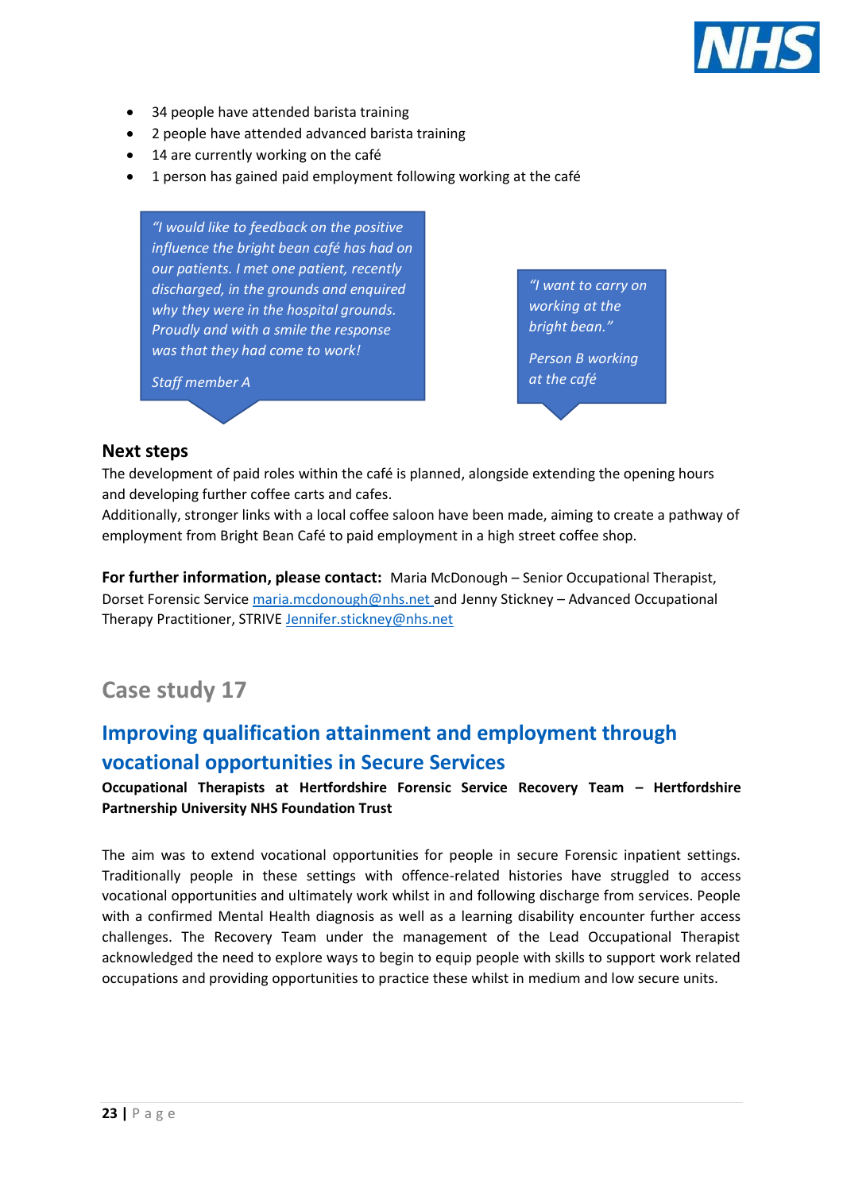- 34 people have attended barista training
- 2 people have attended advanced barista training
- 14 are currently working on the café
- 1 person has gained paid employment following working at the café

> *"I would like to feedback on the positive influence the bright bean café has had on our patients. I met one patient, recently discharged, in the grounds and enquired why they were in the hospital grounds. Proudly and with a smile the response was that they had come to work!*
>
> *Staff member A*

> *"I want to carry on working at the bright bean."*
>
> *Person B working at the café*

### Next steps

The development of paid roles within the café is planned, alongside extending the opening hours and developing further coffee carts and cafés.

Additionally, stronger links with a local coffee saloon have been made, aiming to create a pathway of employment from Bright Bean Café to paid employment in a high street coffee shop.

**For further information, please contact:** Maria McDonough – Senior Occupational Therapist, Dorset Forensic Service maria.mcdonough@nhs.net and Jenny Stickney – Advanced Occupational Therapy Practitioner, STRIVE Jennifer.stickney@nhs.net

## Case study 17

## Improving qualification attainment and employment through vocational opportunities in Secure Services

**Occupational Therapists at Hertfordshire Forensic Service Recovery Team – Hertfordshire Partnership University NHS Foundation Trust**

The aim was to extend vocational opportunities for people in secure Forensic inpatient settings. Traditionally people in these settings with offence-related histories have struggled to access vocational opportunities and ultimately work whilst in and following discharge from services. People with a confirmed Mental Health diagnosis as well as a learning disability encounter further access challenges. The Recovery Team under the management of the Lead Occupational Therapist acknowledged the need to explore ways to begin to equip people with skills to support work related occupations and providing opportunities to practice these whilst in medium and low secure units.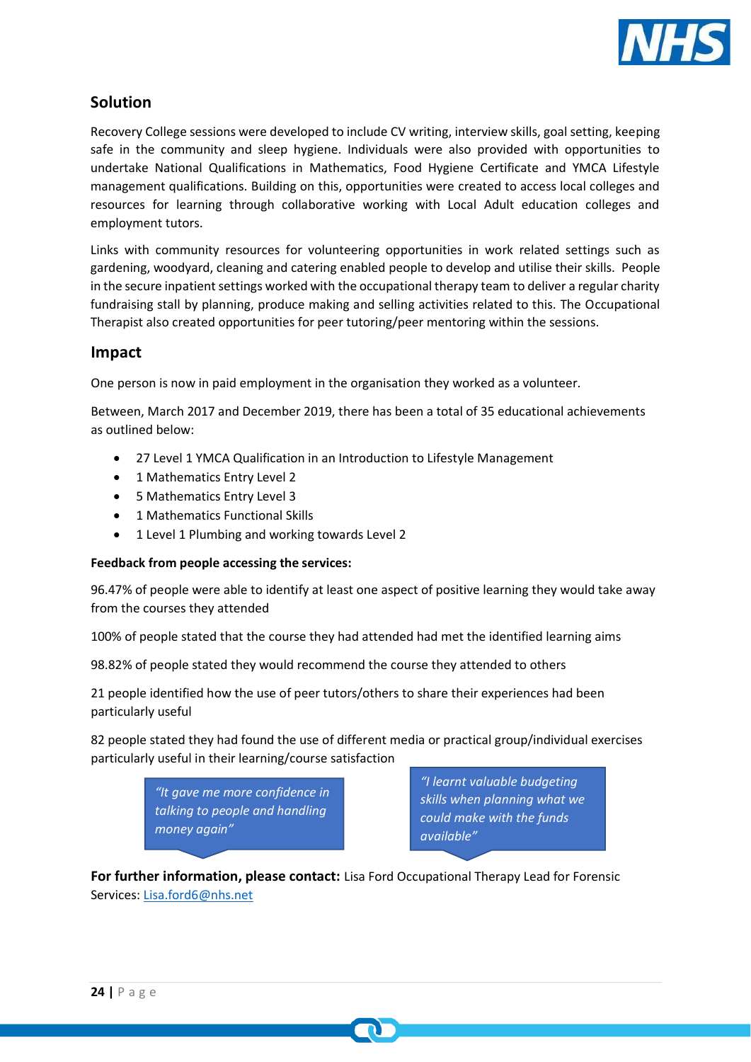## Solution

Recovery College sessions were developed to include CV writing, interview skills, goal setting, keeping safe in the community and sleep hygiene. Individuals were also provided with opportunities to undertake National Qualifications in Mathematics, Food Hygiene Certificate and YMCA Lifestyle management qualifications. Building on this, opportunities were created to access local colleges and resources for learning through collaborative working with Local Adult education colleges and employment tutors.

Links with community resources for volunteering opportunities in work related settings such as gardening, woodyard, cleaning and catering enabled people to develop and utilise their skills. People in the secure inpatient settings worked with the occupational therapy team to deliver a regular charity fundraising stall by planning, produce making and selling activities related to this. The Occupational Therapist also created opportunities for peer tutoring/peer mentoring within the sessions.

## Impact

One person is now in paid employment in the organisation they worked as a volunteer.

Between, March 2017 and December 2019, there has been a total of 35 educational achievements as outlined below:

- 27 Level 1 YMCA Qualification in an Introduction to Lifestyle Management
- 1 Mathematics Entry Level 2
- 5 Mathematics Entry Level 3
- 1 Mathematics Functional Skills
- 1 Level 1 Plumbing and working towards Level 2

**Feedback from people accessing the services:**

96.47% of people were able to identify at least one aspect of positive learning they would take away from the courses they attended

100% of people stated that the course they had attended had met the identified learning aims

98.82% of people stated they would recommend the course they attended to others

21 people identified how the use of peer tutors/others to share their experiences had been particularly useful

82 people stated they had found the use of different media or practical group/individual exercises particularly useful in their learning/course satisfaction

*"It gave me more confidence in talking to people and handling money again"*

*"I learnt valuable budgeting skills when planning what we could make with the funds available"*

**For further information, please contact:** Lisa Ford Occupational Therapy Lead for Forensic Services: Lisa.ford6@nhs.net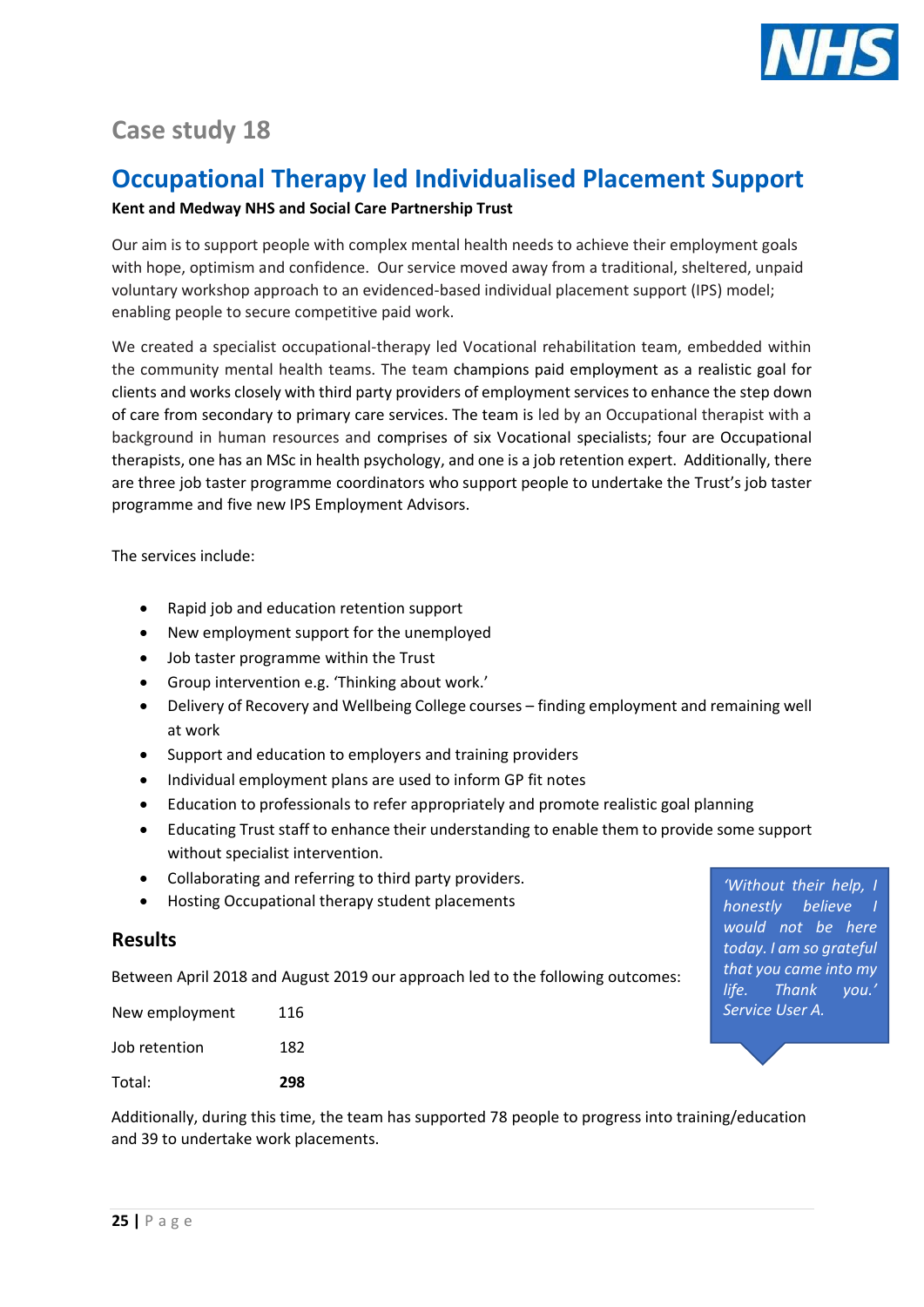## Case study 18

# Occupational Therapy led Individualised Placement Support

**Kent and Medway NHS and Social Care Partnership Trust**

Our aim is to support people with complex mental health needs to achieve their employment goals with hope, optimism and confidence. Our service moved away from a traditional, sheltered, unpaid voluntary workshop approach to an evidenced-based individual placement support (IPS) model; enabling people to secure competitive paid work.

We created a specialist occupational-therapy led Vocational rehabilitation team, embedded within the community mental health teams. The team champions paid employment as a realistic goal for clients and works closely with third party providers of employment services to enhance the step down of care from secondary to primary care services. The team is led by an Occupational therapist with a background in human resources and comprises of six Vocational specialists; four are Occupational therapists, one has an MSc in health psychology, and one is a job retention expert. Additionally, there are three job taster programme coordinators who support people to undertake the Trust's job taster programme and five new IPS Employment Advisors.

The services include:

- Rapid job and education retention support
- New employment support for the unemployed
- Job taster programme within the Trust
- Group intervention e.g. 'Thinking about work.'
- Delivery of Recovery and Wellbeing College courses – finding employment and remaining well at work
- Support and education to employers and training providers
- Individual employment plans are used to inform GP fit notes
- Education to professionals to refer appropriately and promote realistic goal planning
- Educating Trust staff to enhance their understanding to enable them to provide some support without specialist intervention.
- Collaborating and referring to third party providers.
- Hosting Occupational therapy student placements

> *'Without their help, I honestly believe I would not be here today. I am so grateful that you came into my life. Thank you.' Service User A.*

### Results

Between April 2018 and August 2019 our approach led to the following outcomes:

| | |
|---|---|
| New employment | 116 |
| Job retention | 182 |
| Total: | **298** |

Additionally, during this time, the team has supported 78 people to progress into training/education and 39 to undertake work placements.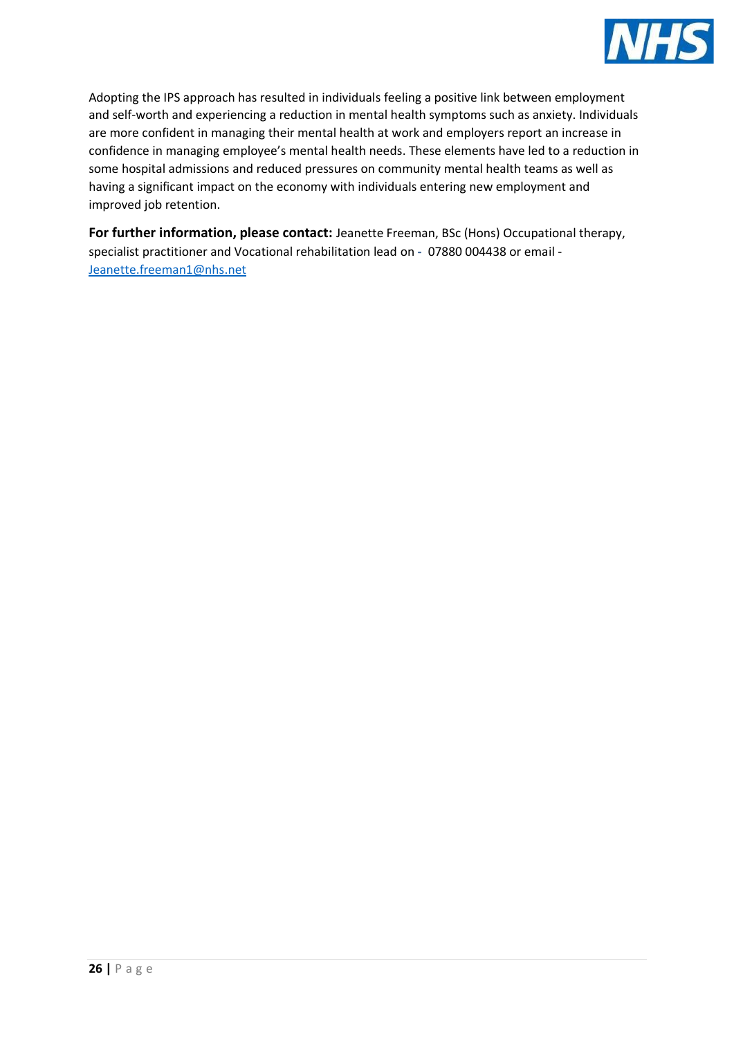Adopting the IPS approach has resulted in individuals feeling a positive link between employment and self-worth and experiencing a reduction in mental health symptoms such as anxiety. Individuals are more confident in managing their mental health at work and employers report an increase in confidence in managing employee's mental health needs. These elements have led to a reduction in some hospital admissions and reduced pressures on community mental health teams as well as having a significant impact on the economy with individuals entering new employment and improved job retention.

**For further information, please contact:** Jeanette Freeman, BSc (Hons) Occupational therapy, specialist practitioner and Vocational rehabilitation lead on - 07880 004438 or email - Jeanette.freeman1@nhs.net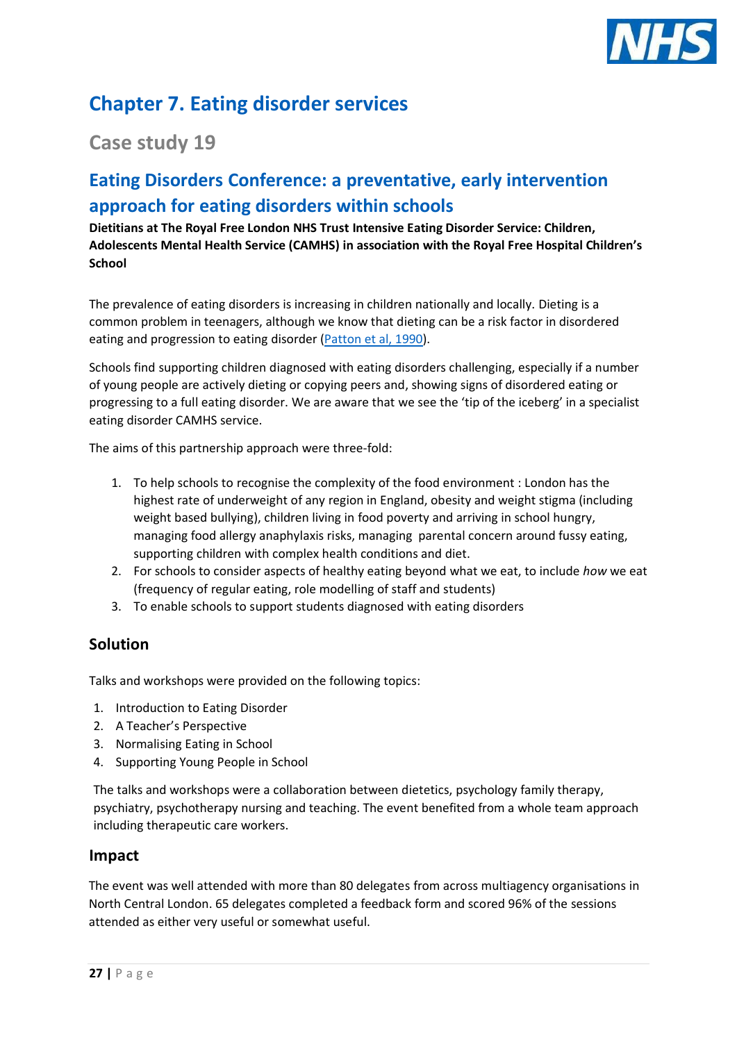# Chapter 7. Eating disorder services

## Case study 19

## Eating Disorders Conference: a preventative, early intervention approach for eating disorders within schools

**Dietitians at The Royal Free London NHS Trust Intensive Eating Disorder Service: Children, Adolescents Mental Health Service (CAMHS) in association with the Royal Free Hospital Children's School**

The prevalence of eating disorders is increasing in children nationally and locally. Dieting is a common problem in teenagers, although we know that dieting can be a risk factor in disordered eating and progression to eating disorder (Patton et al, 1990).

Schools find supporting children diagnosed with eating disorders challenging, especially if a number of young people are actively dieting or copying peers and, showing signs of disordered eating or progressing to a full eating disorder. We are aware that we see the 'tip of the iceberg' in a specialist eating disorder CAMHS service.

The aims of this partnership approach were three-fold:

1. To help schools to recognise the complexity of the food environment : London has the highest rate of underweight of any region in England, obesity and weight stigma (including weight based bullying), children living in food poverty and arriving in school hungry, managing food allergy anaphylaxis risks, managing parental concern around fussy eating, supporting children with complex health conditions and diet.
2. For schools to consider aspects of healthy eating beyond what we eat, to include *how* we eat (frequency of regular eating, role modelling of staff and students)
3. To enable schools to support students diagnosed with eating disorders

### Solution

Talks and workshops were provided on the following topics:

1. Introduction to Eating Disorder
2. A Teacher's Perspective
3. Normalising Eating in School
4. Supporting Young People in School

The talks and workshops were a collaboration between dietetics, psychology family therapy, psychiatry, psychotherapy nursing and teaching. The event benefited from a whole team approach including therapeutic care workers.

### Impact

The event was well attended with more than 80 delegates from across multiagency organisations in North Central London. 65 delegates completed a feedback form and scored 96% of the sessions attended as either very useful or somewhat useful.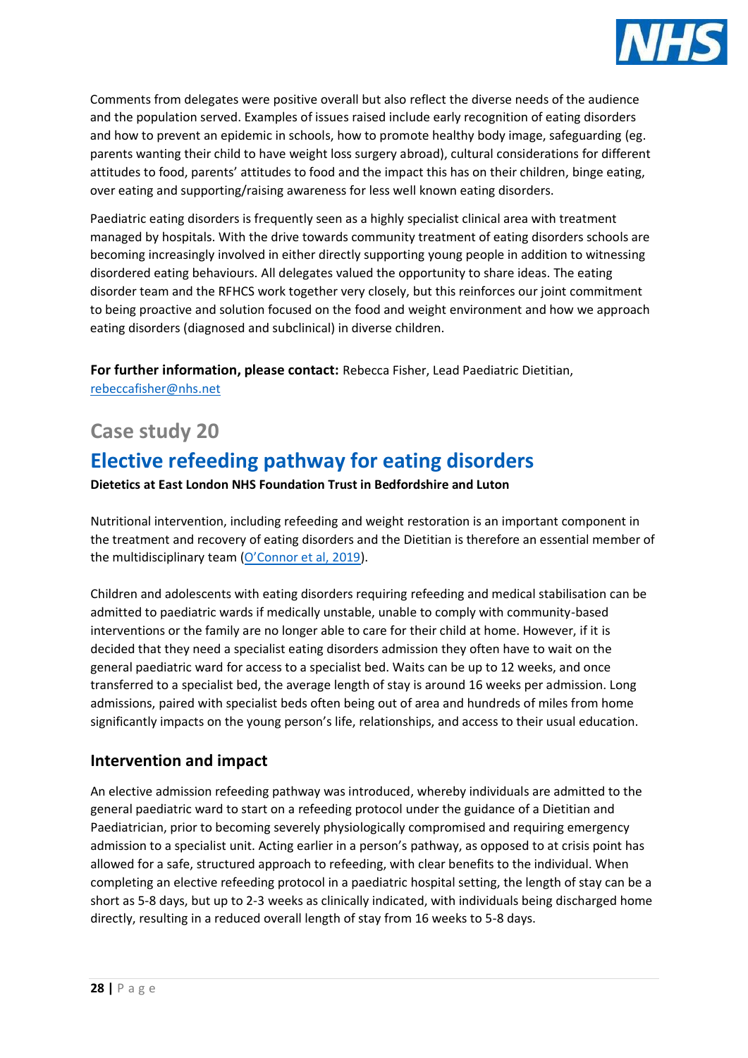Comments from delegates were positive overall but also reflect the diverse needs of the audience and the population served. Examples of issues raised include early recognition of eating disorders and how to prevent an epidemic in schools, how to promote healthy body image, safeguarding (eg. parents wanting their child to have weight loss surgery abroad), cultural considerations for different attitudes to food, parents' attitudes to food and the impact this has on their children, binge eating, over eating and supporting/raising awareness for less well known eating disorders.

Paediatric eating disorders is frequently seen as a highly specialist clinical area with treatment managed by hospitals. With the drive towards community treatment of eating disorders schools are becoming increasingly involved in either directly supporting young people in addition to witnessing disordered eating behaviours. All delegates valued the opportunity to share ideas. The eating disorder team and the RFHCS work together very closely, but this reinforces our joint commitment to being proactive and solution focused on the food and weight environment and how we approach eating disorders (diagnosed and subclinical) in diverse children.

**For further information, please contact:** Rebecca Fisher, Lead Paediatric Dietitian, [rebeccafisher@nhs.net](mailto:rebeccafisher@nhs.net)

## Case study 20

# Elective refeeding pathway for eating disorders

**Dietetics at East London NHS Foundation Trust in Bedfordshire and Luton**

Nutritional intervention, including refeeding and weight restoration is an important component in the treatment and recovery of eating disorders and the Dietitian is therefore an essential member of the multidisciplinary team (O'Connor et al, 2019).

Children and adolescents with eating disorders requiring refeeding and medical stabilisation can be admitted to paediatric wards if medically unstable, unable to comply with community-based interventions or the family are no longer able to care for their child at home. However, if it is decided that they need a specialist eating disorders admission they often have to wait on the general paediatric ward for access to a specialist bed. Waits can be up to 12 weeks, and once transferred to a specialist bed, the average length of stay is around 16 weeks per admission. Long admissions, paired with specialist beds often being out of area and hundreds of miles from home significantly impacts on the young person's life, relationships, and access to their usual education.

### Intervention and impact

An elective admission refeeding pathway was introduced, whereby individuals are admitted to the general paediatric ward to start on a refeeding protocol under the guidance of a Dietitian and Paediatrician, prior to becoming severely physiologically compromised and requiring emergency admission to a specialist unit. Acting earlier in a person's pathway, as opposed to at crisis point has allowed for a safe, structured approach to refeeding, with clear benefits to the individual. When completing an elective refeeding protocol in a paediatric hospital setting, the length of stay can be a short as 5-8 days, but up to 2-3 weeks as clinically indicated, with individuals being discharged home directly, resulting in a reduced overall length of stay from 16 weeks to 5-8 days.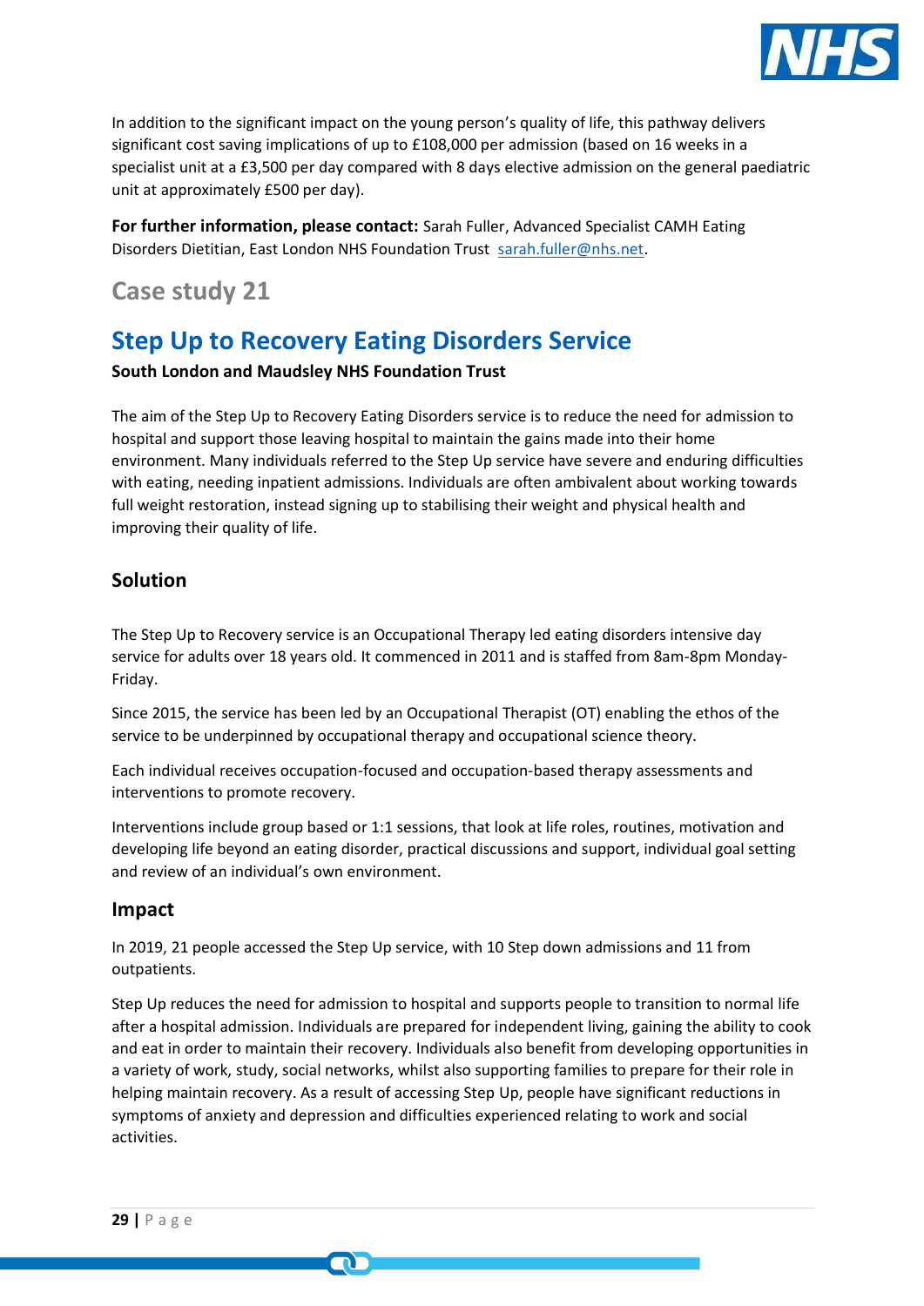In addition to the significant impact on the young person's quality of life, this pathway delivers significant cost saving implications of up to £108,000 per admission (based on 16 weeks in a specialist unit at a £3,500 per day compared with 8 days elective admission on the general paediatric unit at approximately £500 per day).

**For further information, please contact:** Sarah Fuller, Advanced Specialist CAMH Eating Disorders Dietitian, East London NHS Foundation Trust sarah.fuller@nhs.net.

## Case study 21

# Step Up to Recovery Eating Disorders Service

**South London and Maudsley NHS Foundation Trust**

The aim of the Step Up to Recovery Eating Disorders service is to reduce the need for admission to hospital and support those leaving hospital to maintain the gains made into their home environment. Many individuals referred to the Step Up service have severe and enduring difficulties with eating, needing inpatient admissions. Individuals are often ambivalent about working towards full weight restoration, instead signing up to stabilising their weight and physical health and improving their quality of life.

### Solution

The Step Up to Recovery service is an Occupational Therapy led eating disorders intensive day service for adults over 18 years old. It commenced in 2011 and is staffed from 8am-8pm Monday-Friday.

Since 2015, the service has been led by an Occupational Therapist (OT) enabling the ethos of the service to be underpinned by occupational therapy and occupational science theory.

Each individual receives occupation-focused and occupation-based therapy assessments and interventions to promote recovery.

Interventions include group based or 1:1 sessions, that look at life roles, routines, motivation and developing life beyond an eating disorder, practical discussions and support, individual goal setting and review of an individual's own environment.

### Impact

In 2019, 21 people accessed the Step Up service, with 10 Step down admissions and 11 from outpatients.

Step Up reduces the need for admission to hospital and supports people to transition to normal life after a hospital admission. Individuals are prepared for independent living, gaining the ability to cook and eat in order to maintain their recovery. Individuals also benefit from developing opportunities in a variety of work, study, social networks, whilst also supporting families to prepare for their role in helping maintain recovery. As a result of accessing Step Up, people have significant reductions in symptoms of anxiety and depression and difficulties experienced relating to work and social activities.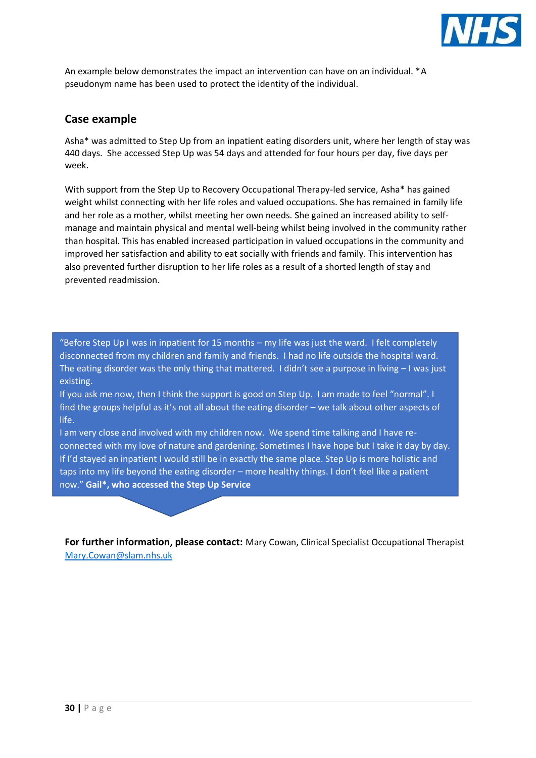An example below demonstrates the impact an intervention can have on an individual. *A pseudonym name has been used to protect the identity of the individual.

## Case example

Asha* was admitted to Step Up from an inpatient eating disorders unit, where her length of stay was 440 days. She accessed Step Up was 54 days and attended for four hours per day, five days per week.

With support from the Step Up to Recovery Occupational Therapy-led service, Asha* has gained weight whilst connecting with her life roles and valued occupations. She has remained in family life and her role as a mother, whilst meeting her own needs. She gained an increased ability to self-manage and maintain physical and mental well-being whilst being involved in the community rather than hospital. This has enabled increased participation in valued occupations in the community and improved her satisfaction and ability to eat socially with friends and family. This intervention has also prevented further disruption to her life roles as a result of a shorted length of stay and prevented readmission.

"Before Step Up I was in inpatient for 15 months – my life was just the ward. I felt completely disconnected from my children and family and friends. I had no life outside the hospital ward. The eating disorder was the only thing that mattered. I didn't see a purpose in living – I was just existing.
If you ask me now, then I think the support is good on Step Up. I am made to feel "normal". I find the groups helpful as it's not all about the eating disorder – we talk about other aspects of life.
I am very close and involved with my children now. We spend time talking and I have re-connected with my love of nature and gardening. Sometimes I have hope but I take it day by day. If I'd stayed an inpatient I would still be in exactly the same place. Step Up is more holistic and taps into my life beyond the eating disorder – more healthy things. I don't feel like a patient now." **Gail*, who accessed the Step Up Service**

**For further information, please contact:** Mary Cowan, Clinical Specialist Occupational Therapist [Mary.Cowan@slam.nhs.uk](mailto:Mary.Cowan@slam.nhs.uk)